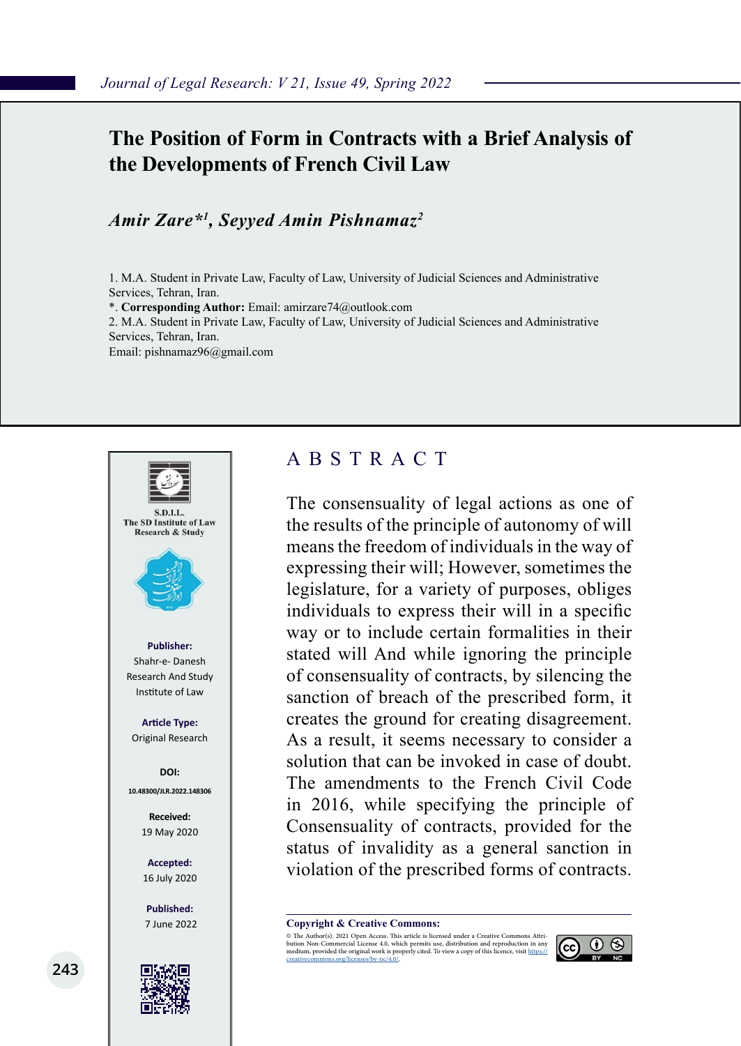# The Position of Form in Contracts with a Brief Analysis of the Developments of French Civil Law

***Amir Zare\*[1], Seyyed Amin Pishnamaz[2]***

1. M.A. Student in Private Law, Faculty of Law, University of Judicial Sciences and Administrative Services, Tehran, Iran.

\*. **Corresponding Author:** Email: amirzare74@outlook.com

2. M.A. Student in Private Law, Faculty of Law, University of Judicial Sciences and Administrative Services, Tehran, Iran.

Email: pishnamaz96@gmail.com

S.D.I.L.
The SD Institute of Law Research & Study

**Publisher:**
Shahr-e- Danesh Research And Study Institute of Law

**Article Type:**
Original Research

**DOI:**
10.48300/JLR.2022.148306

**Received:**
19 May 2020

**Accepted:**
16 July 2020

**Published:**
7 June 2022

## ABSTRACT

The consensuality of legal actions as one of the results of the principle of autonomy of will means the freedom of individuals in the way of expressing their will; However, sometimes the legislature, for a variety of purposes, obliges individuals to express their will in a specific way or to include certain formalities in their stated will And while ignoring the principle of consensuality of contracts, by silencing the sanction of breach of the prescribed form, it creates the ground for creating disagreement. As a result, it seems necessary to consider a solution that can be invoked in case of doubt. The amendments to the French Civil Code in 2016, while specifying the principle of Consensuality of contracts, provided for the status of invalidity as a general sanction in violation of the prescribed forms of contracts.

**Copyright & Creative Commons:**

© The Author(s). 2021 Open Access. This article is licensed under a Creative Commons Attribution Non-Commercial License 4.0, which permits use, distribution and reproduction in any medium, provided the original work is properly cited. To view a copy of this licence, visit https://creativecommons.org/licenses/by-nc/4.0/.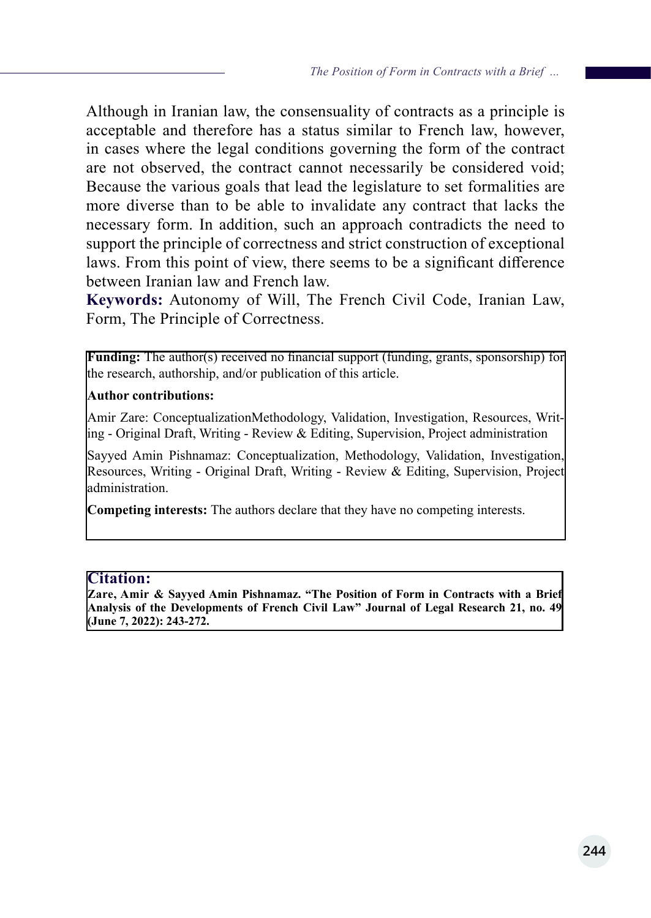Although in Iranian law, the consensuality of contracts as a principle is acceptable and therefore has a status similar to French law, however, in cases where the legal conditions governing the form of the contract are not observed, the contract cannot necessarily be considered void; Because the various goals that lead the legislature to set formalities are more diverse than to be able to invalidate any contract that lacks the necessary form. In addition, such an approach contradicts the need to support the principle of correctness and strict construction of exceptional laws. From this point of view, there seems to be a significant difference between Iranian law and French law.

**Keywords:** Autonomy of Will, The French Civil Code, Iranian Law, Form, The Principle of Correctness.

**Funding:** The author(s) received no financial support (funding, grants, sponsorship) for the research, authorship, and/or publication of this article.

**Author contributions:**

Amir Zare: ConceptualizationMethodology, Validation, Investigation, Resources, Writing - Original Draft, Writing - Review & Editing, Supervision, Project administration

Sayyed Amin Pishnamaz: Conceptualization, Methodology, Validation, Investigation, Resources, Writing - Original Draft, Writing - Review & Editing, Supervision, Project administration.

**Competing interests:** The authors declare that they have no competing interests.

**Citation:**

**Zare, Amir & Sayyed Amin Pishnamaz. "The Position of Form in Contracts with a Brief Analysis of the Developments of French Civil Law" Journal of Legal Research 21, no. 49 (June 7, 2022): 243-272.**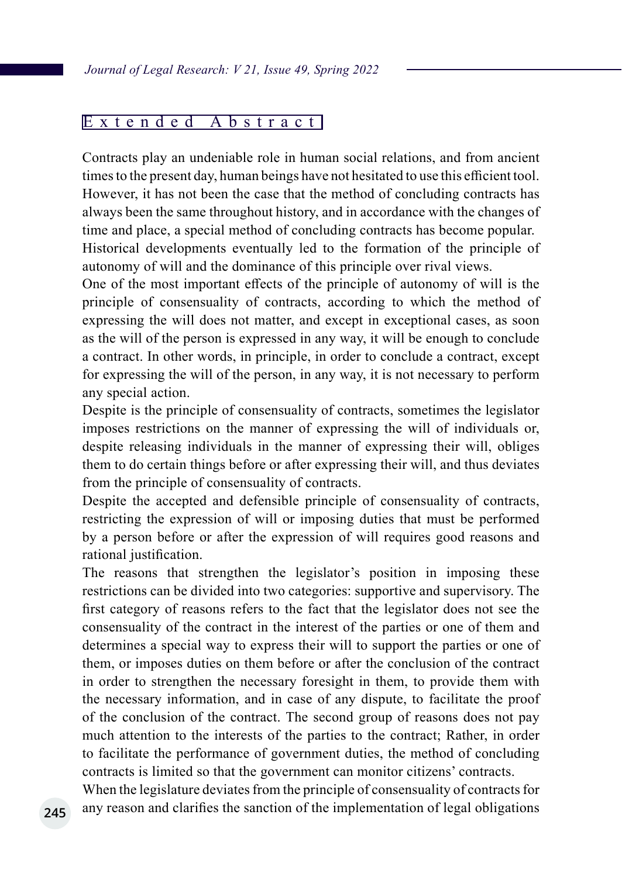## Extended Abstract

Contracts play an undeniable role in human social relations, and from ancient times to the present day, human beings have not hesitated to use this efficient tool. However, it has not been the case that the method of concluding contracts has always been the same throughout history, and in accordance with the changes of time and place, a special method of concluding contracts has become popular.

Historical developments eventually led to the formation of the principle of autonomy of will and the dominance of this principle over rival views.

One of the most important effects of the principle of autonomy of will is the principle of consensuality of contracts, according to which the method of expressing the will does not matter, and except in exceptional cases, as soon as the will of the person is expressed in any way, it will be enough to conclude a contract. In other words, in principle, in order to conclude a contract, except for expressing the will of the person, in any way, it is not necessary to perform any special action.

Despite is the principle of consensuality of contracts, sometimes the legislator imposes restrictions on the manner of expressing the will of individuals or, despite releasing individuals in the manner of expressing their will, obliges them to do certain things before or after expressing their will, and thus deviates from the principle of consensuality of contracts.

Despite the accepted and defensible principle of consensuality of contracts, restricting the expression of will or imposing duties that must be performed by a person before or after the expression of will requires good reasons and rational justification.

The reasons that strengthen the legislator's position in imposing these restrictions can be divided into two categories: supportive and supervisory. The first category of reasons refers to the fact that the legislator does not see the consensuality of the contract in the interest of the parties or one of them and determines a special way to express their will to support the parties or one of them, or imposes duties on them before or after the conclusion of the contract in order to strengthen the necessary foresight in them, to provide them with the necessary information, and in case of any dispute, to facilitate the proof of the conclusion of the contract. The second group of reasons does not pay much attention to the interests of the parties to the contract; Rather, in order to facilitate the performance of government duties, the method of concluding contracts is limited so that the government can monitor citizens' contracts.

When the legislature deviates from the principle of consensuality of contracts for any reason and clarifies the sanction of the implementation of legal obligations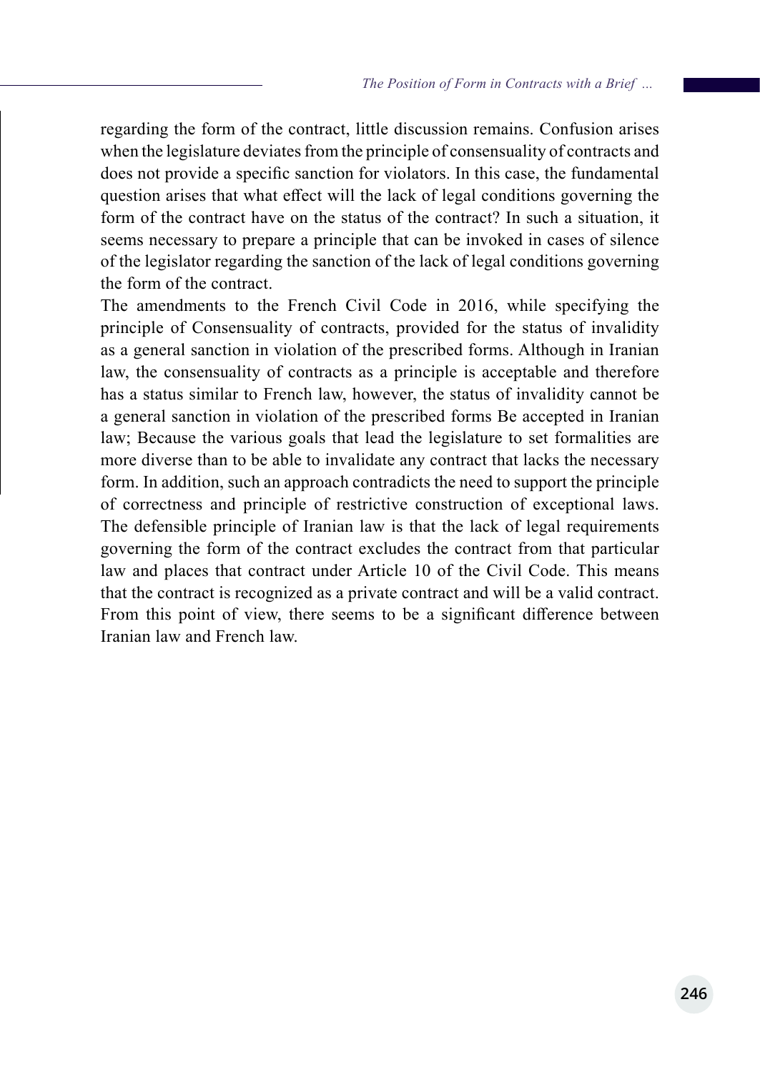regarding the form of the contract, little discussion remains. Confusion arises when the legislature deviates from the principle of consensuality of contracts and does not provide a specific sanction for violators. In this case, the fundamental question arises that what effect will the lack of legal conditions governing the form of the contract have on the status of the contract? In such a situation, it seems necessary to prepare a principle that can be invoked in cases of silence of the legislator regarding the sanction of the lack of legal conditions governing the form of the contract.

The amendments to the French Civil Code in 2016, while specifying the principle of Consensuality of contracts, provided for the status of invalidity as a general sanction in violation of the prescribed forms. Although in Iranian law, the consensuality of contracts as a principle is acceptable and therefore has a status similar to French law, however, the status of invalidity cannot be a general sanction in violation of the prescribed forms Be accepted in Iranian law; Because the various goals that lead the legislature to set formalities are more diverse than to be able to invalidate any contract that lacks the necessary form. In addition, such an approach contradicts the need to support the principle of correctness and principle of restrictive construction of exceptional laws. The defensible principle of Iranian law is that the lack of legal requirements governing the form of the contract excludes the contract from that particular law and places that contract under Article 10 of the Civil Code. This means that the contract is recognized as a private contract and will be a valid contract. From this point of view, there seems to be a significant difference between Iranian law and French law.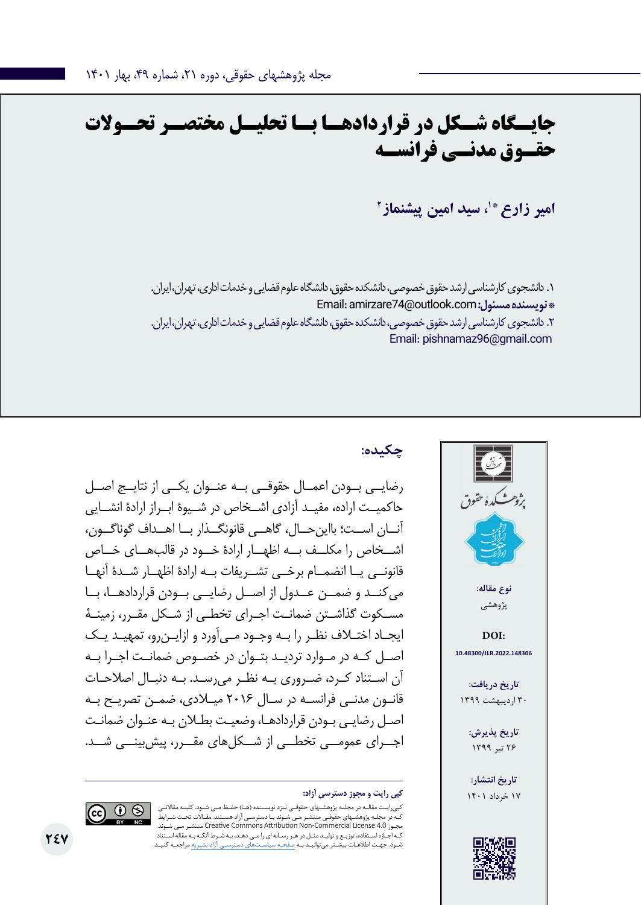# جایگاه شکل در قراردادها با تحلیل مختصر تحولات حقوق مدنی فرانسه

**امیر زارع *[1]، سید امین پیشنماز[2]**

۱. دانشجوی کارشناسی ارشد حقوق خصوصی، دانشکده حقوق، دانشگاه علوم قضایی و خدمات اداری، تهران، ایران.

**\* نویسنده مسئول:** Email: amirzare74@outlook.com

۲. دانشجوی کارشناسی ارشد حقوق خصوصی، دانشکده حقوق، دانشگاه علوم قضایی و خدمات اداری، تهران، ایران.

Email: pishnamaz96@gmail.com

**نوع مقاله:** پژوهشی

**DOI:** 10.48300/JLR.2022.148306

**تاریخ دریافت:** ۳۰ اردیبهشت ۱۳۹۹

**تاریخ پذیرش:** ۲۶ تیر ۱۳۹۹

**تاریخ انتشار:** ۱۷ خرداد ۱۴۰۱

## چکیده:

رضایی بودن اعمال حقوقی به عنوان یکی از نتایج اصل حاکمیت اراده، مفید آزادی اشخاص در شیوهٔ ابراز ارادهٔ انشایی آنان است؛ بااین‌حال، گاهی قانونگذار با اهداف گوناگون، اشخاص را مکلف به اظهار ارادهٔ خود در قالب‌های خاص قانونی یا انضمام برخی تشریفات به ارادهٔ اظهار شدهٔ آنها می‌کند و ضمن عدول از اصل رضایی بودن قراردادها، با مسکوت گذاشتن ضمانت اجرای تخطی از شکل مقرر، زمینهٔ ایجاد اختلاف نظر را به وجود می‌آورد و ازاین‌رو، تمهید یک اصل که در موارد تردید بتوان در خصوص ضمانت اجرا به آن استناد کرد، ضروری به نظر می‌رسد. به دنبال اصلاحات قانون مدنی فرانسه در سال ۲۰۱۶ میلادی، ضمن تصریح به اصل رضایی بودن قراردادها، وضعیت بطلان به عنوان ضمانت اجرای عمومی تخطی از شکل‌های مقرر، پیش‌بینی شد.

**کپی رایت و مجوز دسترسی آزاد:**

کپی‌رایت مقاله در مجله پژوهش‌های حقوقی نزد نویسنده (ها) حفظ می‌شود. کلیه مقالاتی که در مجله پژوهش‌های حقوقی منتشر می‌شوند با دسترسی آزاد هستند. مقالات تحت شرایط مجوز Creative Commons Attribution Non-Commercial License 4.0 منتشر می‌شوند که اجازه استفاده، توزیع و تولید مثل در هر رسانه ای را می‌دهد، به شرط آنکه به مقاله استناد شود. جهت اطلاعات بیشتر می‌توانید به صفحه سیاست‌های دسترسی آزاد نشریه مراجعه کنید.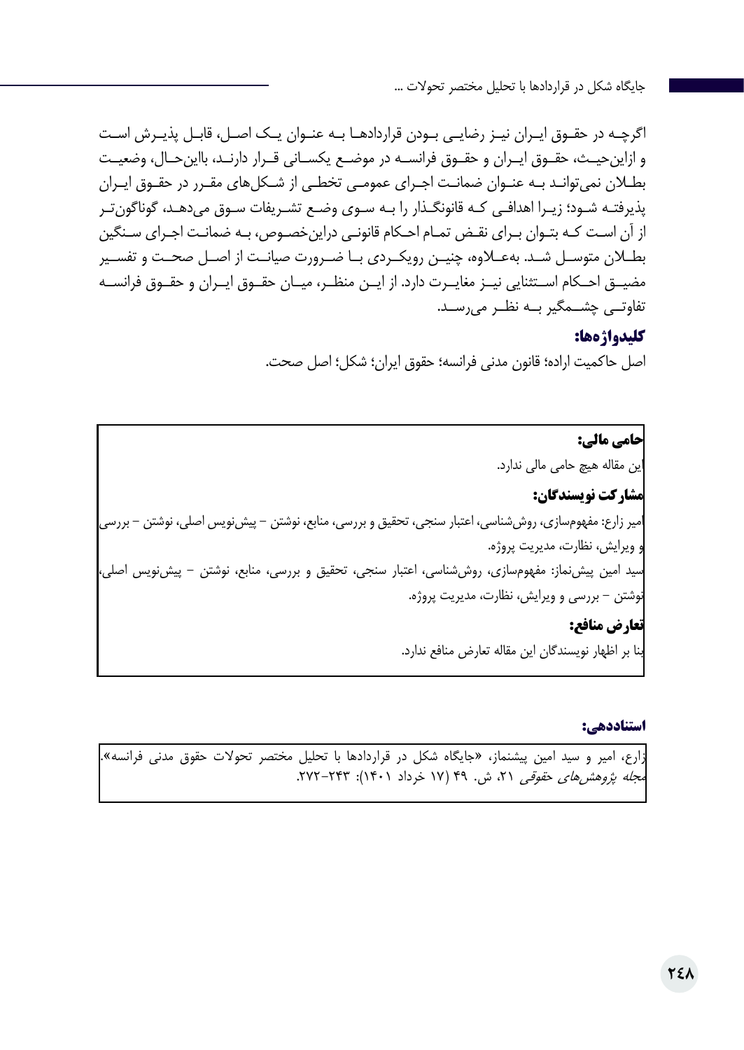اگرچه در حقوق ایران نیز رضایی بودن قراردادها به عنوان یک اصل، قابل پذیرش است و ازاین‌حیث، حقوق ایران و حقوق فرانسه در موضع یکسانی قرار دارند، بااین‌حال، وضعیت بطلان نمی‌تواند به عنوان ضمانت اجرای عمومی تخطی از شکل‌های مقرر در حقوق ایران پذیرفته شود؛ زیرا اهدافی که قانونگذار را به سوی وضع تشریفات سوق می‌دهد، گوناگون‌تر از آن است که بتوان برای نقض تمام احکام قانونی دراین‌خصوص، به ضمانت اجرای سنگین بطلان متوسل شد. به‌علاوه، چنین رویکردی با ضرورت صیانت از اصل صحت و تفسیر مضیق احکام استثنایی نیز مغایرت دارد. از این منظر، میان حقوق ایران و حقوق فرانسه تفاوتی چشمگیر به نظر می‌رسد.

**کلیدواژه‌ها:**

اصل حاکمیت اراده؛ قانون مدنی فرانسه؛ حقوق ایران؛ شکل؛ اصل صحت.

**حامی مالی:**

این مقاله هیچ حامی مالی ندارد.

**مشارکت نویسندگان:**

امیر زارع: مفهوم‌سازی، روش‌شناسی، اعتبار سنجی، تحقیق و بررسی، منابع، نوشتن – پیش‌نویس اصلی، نوشتن – بررسی و ویرایش، نظارت، مدیریت پروژه.

سید امین پیش‌نماز: مفهوم‌سازی، روش‌شناسی، اعتبار سنجی، تحقیق و بررسی، منابع، نوشتن – پیش‌نویس اصلی، نوشتن – بررسی و ویرایش، نظارت، مدیریت پروژه.

**تعارض منافع:**

بنا بر اظهار نویسندگان این مقاله تعارض منافع ندارد.

**استناددهی:**

زارع، امیر و سید امین پیشنماز، «جایگاه شکل در قراردادها با تحلیل مختصر تحولات حقوق مدنی فرانسه». *مجله پژوهش‌های حقوقی* ۲۱، ش. ۴۹ (۱۷ خرداد ۱۴۰۱): ۲۴۳–۲۷۲.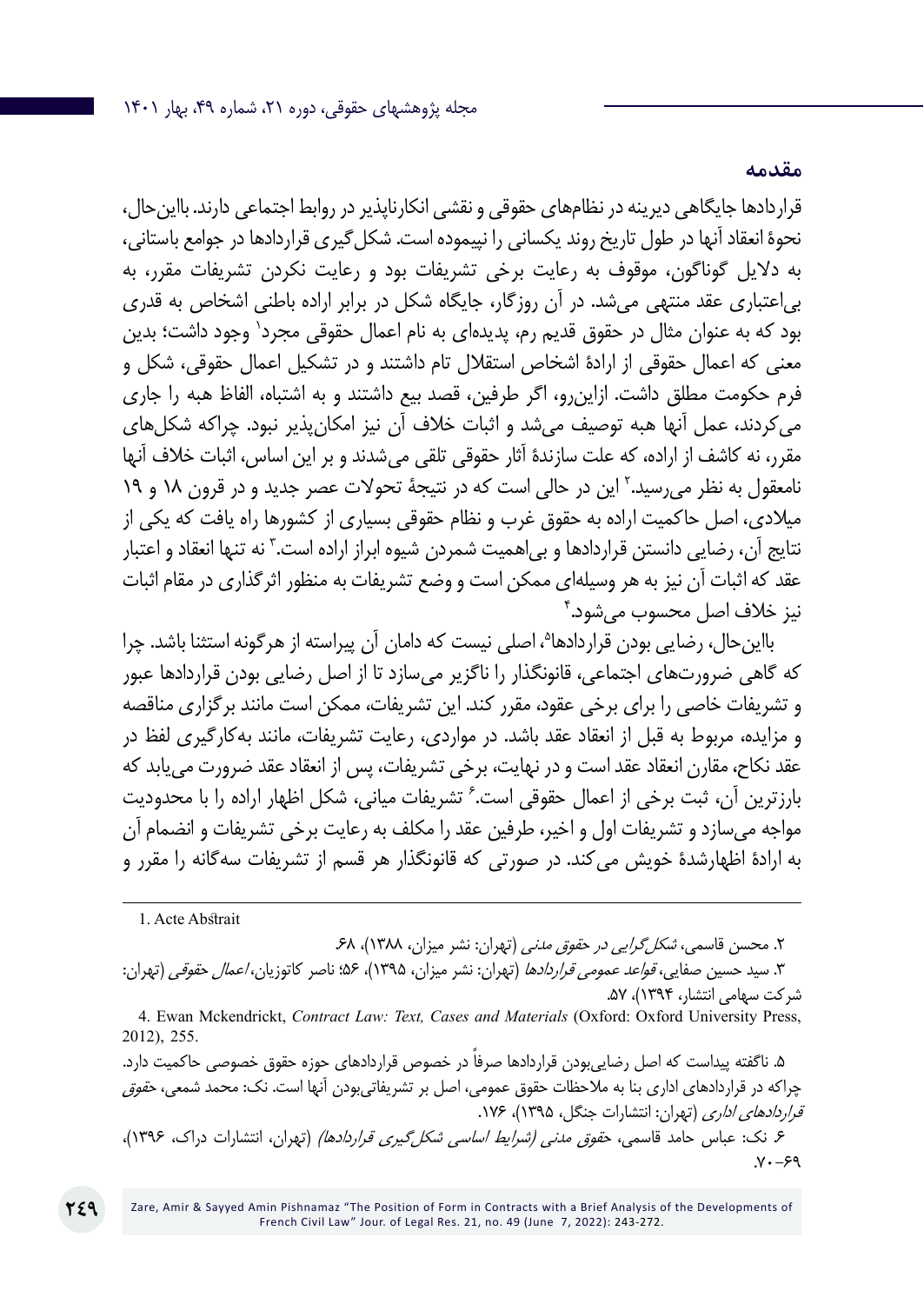## مقدمه

قراردادها جایگاهی دیرینه در نظام‌های حقوقی و نقشی انکارناپذیر در روابط اجتماعی دارند. بااین‌حال، نحوۀ انعقاد آنها در طول تاریخ روند یکسانی را نپیموده است. شکل‌گیری قراردادها در جوامع باستانی، به دلایل گوناگون، موقوف به رعایت برخی تشریفات بود و رعایت نکردن تشریفات مقرر، به بی‌اعتباری عقد منتهی می‌شد. در آن روزگار، جایگاه شکل در برابر اراده باطنی اشخاص به قدری بود که به عنوان مثال در حقوق قدیم رم، پدیده‌ای به نام اعمال حقوقی مجرد[1] وجود داشت؛ بدین معنی که اعمال حقوقی از ارادۀ اشخاص استقلال تام داشتند و در تشکیل اعمال حقوقی، شکل و فرم حکومت مطلق داشت. ازاین‌رو، اگر طرفین، قصد بیع داشتند و به اشتباه، الفاظ هبه را جاری می‌کردند، عمل آنها هبه توصیف می‌شد و اثبات خلاف آن نیز امکان‌پذیر نبود. چراکه شکل‌های مقرر، نه کاشف از اراده، که علت سازندۀ آثار حقوقی تلقی می‌شدند و بر این اساس، اثبات خلاف آنها نامعقول به نظر می‌رسید.[2] این در حالی است که در نتیجۀ تحولات عصر جدید و در قرون ۱۸ و ۱۹ میلادی، اصل حاکمیت اراده به حقوق غرب و نظام حقوقی بسیاری از کشورها راه یافت که یکی از نتایج آن، رضایی دانستن قراردادها و بی‌اهمیت شمردن شیوه ابراز اراده است.[3] نه تنها انعقاد و اعتبار عقد که اثبات آن نیز به هر وسیله‌ای ممکن است و وضع تشریفات به منظور اثرگذاری در مقام اثبات نیز خلاف اصل محسوب می‌شود.[4]

بااین‌حال، رضایی بودن قراردادها[5]، اصلی نیست که دامان آن پیراسته از هرگونه استثنا باشد. چرا که گاهی ضرورت‌های اجتماعی، قانونگذار را ناگزیر می‌سازد تا از اصل رضایی بودن قراردادها عبور و تشریفات خاصی را برای برخی عقود، مقرر کند. این تشریفات، ممکن است مانند برگزاری مناقصه و مزایده، مربوط به قبل از انعقاد عقد باشد. در مواردی، رعایت تشریفات، مانند به‌کارگیری لفظ در عقد نکاح، مقارن انعقاد عقد است و در نهایت، برخی تشریفات، پس از انعقاد عقد ضرورت می‌یابد که بارزترین آن، ثبت برخی از اعمال حقوقی است.[6] تشریفات میانی، شکل اظهار اراده را با محدودیت مواجه می‌سازد و تشریفات اول و اخیر، طرفین عقد را مکلف به رعایت برخی تشریفات و انضمام آن به ارادۀ اظهارشدۀ خویش می‌کند. در صورتی که قانونگذار هر قسم از تشریفات سه‌گانه را مقرر و

---

1. Acte Abstrait

۲. محسن قاسمی، *شکل‌گرایی در حقوق مدنی* (تهران: نشر میزان، ۱۳۸۸)، ۶۸.

۳. سید حسین صفایی، *قواعد عمومی قراردادها* (تهران: نشر میزان، ۱۳۹۵)، ۵۶؛ ناصر کاتوزیان، *اعمال حقوقی* (تهران: شرکت سهامی انتشار، ۱۳۹۴)، ۵۷.

4. Ewan Mckendrickt, *Contract Law: Text, Cases and Materials* (Oxford: Oxford University Press, 2012), 255.

۵. ناگفته پیداست که اصل رضایی‌بودن قراردادها صرفاً در خصوص قراردادهای حوزه حقوق خصوصی حاکمیت دارد. چراکه در قراردادهای اداری بنا به ملاحظات حقوق عمومی، اصل بر تشریفاتی‌بودن آنها است. نک: محمد شمعی، *حقوق قراردادهای اداری* (تهران: انتشارات جنگل، ۱۳۹۵)، ۱۷۶.

۶. نک: عباس حامد قاسمی، *حقوق مدنی (شرایط اساسی شکل‌گیری قراردادها)* (تهران، انتشارات دراک، ۱۳۹۶)، ۶۹-۷۰.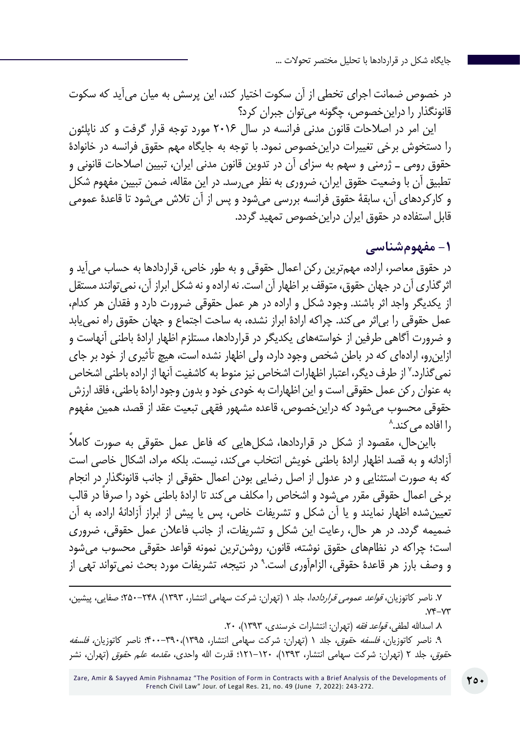در خصوص ضمانت اجرای تخطی از آن سکوت اختیار کند، این پرسش به میان می‌آید که سکوت قانونگذار را دراین‌خصوص، چگونه می‌توان جبران کرد؟

این امر در اصلاحات قانون مدنی فرانسه در سال ۲۰۱۶ مورد توجه قرار گرفت و کد ناپلئون را دستخوش برخی تغییرات دراین‌خصوص نمود. با توجه به جایگاه مهم حقوق فرانسه در خانوادهٔ حقوق رومی ـ ژرمنی و سهم به سزای آن در تدوین قانون مدنی ایران، تبیین اصلاحات قانونی و تطبیق آن با وضعیت حقوق ایران، ضروری به نظر می‌رسد. در این مقاله، ضمن تبیین مفهوم شکل و کارکردهای آن، سابقهٔ حقوق فرانسه بررسی می‌شود و پس از آن تلاش می‌شود تا قاعدهٔ عمومی قابل استفاده در حقوق ایران دراین‌خصوص تمهید گردد.

## ۱- مفهوم‌شناسی

در حقوق معاصر، اراده، مهم‌ترین رکن اعمال حقوقی و به طور خاص، قراردادها به حساب می‌آید و اثرگذاری آن در جهان حقوق، متوقف بر اظهار آن است. نه اراده و نه شکل ابراز آن، نمی‌توانند مستقل از یکدیگر واجد اثر باشند. وجود شکل و اراده در هر عمل حقوقی ضرورت دارد و فقدان هر کدام، عمل حقوقی را بی‌اثر می‌کند. چراکه ارادهٔ ابراز نشده، به ساحت اجتماع و جهان حقوق راه نمی‌یابد و ضرورت آگاهی طرفین از خواسته‌های یکدیگر در قراردادها، مستلزم اظهار ارادهٔ باطنی آنهاست و ازاین‌رو، اراده‌ای که در باطن شخص وجود دارد، ولی اظهار نشده است، هیچ تأثیری از خود بر جای نمی‌گذارد.[۷] از طرف دیگر، اعتبار اظهارات اشخاص نیز منوط به کاشفیت آنها از اراده باطنی اشخاص به عنوان رکن عمل حقوقی است و این اظهارات به خودی خود و بدون وجود ارادهٔ باطنی، فاقد ارزش حقوقی محسوب می‌شود که دراین‌خصوص، قاعده مشهور فقهی تبعیت عقد از قصد، همین مفهوم را افاده می‌کند.[۸]

بااین‌حال، مقصود از شکل در قراردادها، شکل‌هایی که فاعل عمل حقوقی به صورت کاملاً آزادانه و به قصد اظهار ارادهٔ باطنی خویش انتخاب می‌کند، نیست. بلکه مراد، اشکال خاصی است که به صورت استثنایی و در عدول از اصل رضایی بودن اعمال حقوقی از جانب قانونگذار در انجام برخی اعمال حقوقی مقرر می‌شود و اشخاص را مکلف می‌کند تا ارادهٔ باطنی خود را صرفاً در قالب تعیین‌شده اظهار نمایند و یا آن شکل و تشریفات خاص، پس یا پیش از ابراز آزادانهٔ اراده، به آن ضمیمه گردد. در هر حال، رعایت این شکل و تشریفات، از جانب فاعلان عمل حقوقی، ضروری است؛ چراکه در نظام‌های حقوق نوشته، قانون، روشن‌ترین نمونه قواعد حقوقی محسوب می‌شود و وصف بارز هر قاعدهٔ حقوقی، الزام‌آوری است.[۹] در نتیجه، تشریفات مورد بحث نمی‌تواند تهی از

---

۷. ناصر کاتوزیان، *قواعد عمومی قراردادها*، جلد ۱ (تهران: شرکت سهامی انتشار، ۱۳۹۳)، ۲۴۸–۲۵۰؛ صفایی، پیشین، ۷۳–۷۴.

۸. اسدالله لطفی، *قواعد فقه* (تهران: انتشارات خرسندی، ۱۳۹۳)، ۲۰.

۹. ناصر کاتوزیان، *فلسفه حقوق*، جلد ۱ (تهران: شرکت سهامی انتشار، ۱۳۹۵)، ۳۹۰–۴۰۰؛ ناصر کاتوزیان، *فلسفه حقوق*، جلد ۲ (تهران: شرکت سهامی انتشار، ۱۳۹۳)، ۱۲۰–۱۲۱؛ قدرت الله واحدی، *مقدمه علم حقوق* (تهران، نشر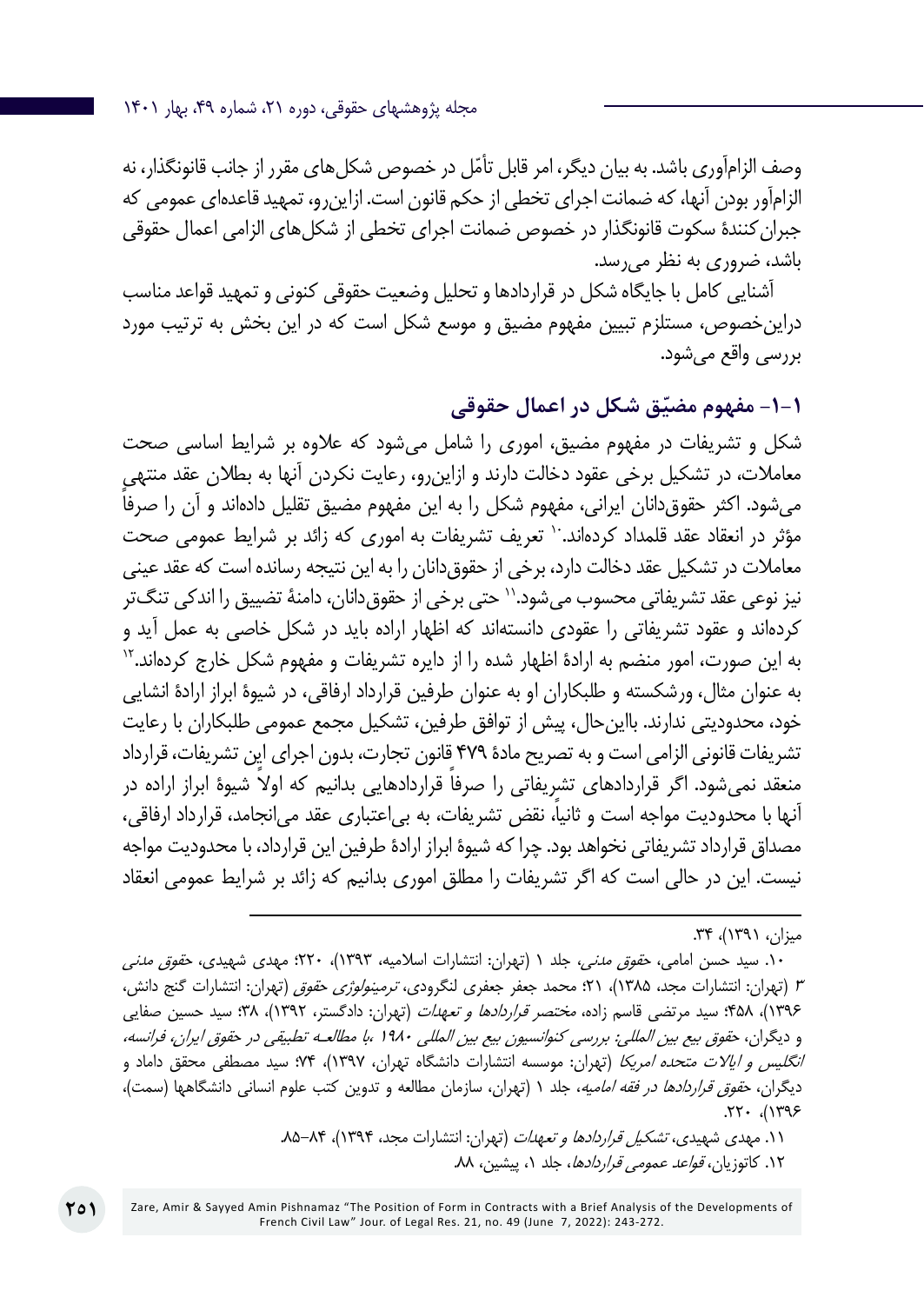وصف الزام‌آوری باشد. به بیان دیگر، امر قابل تأمّل در خصوص شکل‌های مقرر از جانب قانونگذار، نه الزام‌آور بودن آنها، که ضمانت اجرای تخطی از حکم قانون است. ازاین‌رو، تمهید قاعده‌ای عمومی که جبران‌کنندهٔ سکوت قانونگذار در خصوص ضمانت اجرای تخطی از شکل‌های الزامی اعمال حقوقی باشد، ضروری به نظر می‌رسد.

آشنایی کامل با جایگاه شکل در قراردادها و تحلیل وضعیت حقوقی کنونی و تمهید قواعد مناسب دراین‌خصوص، مستلزم تبیین مفهوم مضیق و موسع شکل است که در این بخش به ترتیب مورد بررسی واقع می‌شود.

### ۱-۱- مفهوم مضیّق شکل در اعمال حقوقی

شکل و تشریفات در مفهوم مضیق، اموری را شامل می‌شود که علاوه بر شرایط اساسی صحت معاملات، در تشکیل برخی عقود دخالت دارند و ازاین‌رو، رعایت نکردن آنها به بطلان عقد منتهی می‌شود. اکثر حقوق‌دانان ایرانی، مفهوم شکل را به این مفهوم مضیق تقلیل داده‌اند و آن را صرفاً مؤثر در انعقاد عقد قلمداد کرده‌اند.[۱۰] تعریف تشریفات به اموری که زائد بر شرایط عمومی صحت معاملات در تشکیل عقد دخالت دارد، برخی از حقوق‌دانان را به این نتیجه رسانده است که عقد عینی نیز نوعی عقد تشریفاتی محسوب می‌شود.[۱۱] حتی برخی از حقوق‌دانان، دامنهٔ تضییق را اندکی تنگ‌تر کرده‌اند و عقود تشریفاتی را عقودی دانسته‌اند که اظهار اراده باید در شکل خاصی به عمل آید و به این صورت، امور منضم به ارادهٔ اظهار شده را از دایره تشریفات و مفهوم شکل خارج کرده‌اند.[۱۲] به عنوان مثال، ورشکسته و طلبکاران او به عنوان طرفین قرارداد ارفاقی، در شیوهٔ ابراز ارادهٔ انشایی خود، محدودیتی ندارند. بااین‌حال، پیش از توافق طرفین، تشکیل مجمع عمومی طلبکاران با رعایت تشریفات قانونی الزامی است و به تصریح مادهٔ ۴۷۹ قانون تجارت، بدون اجرای این تشریفات، قرارداد منعقد نمی‌شود. اگر قراردادهای تشریفاتی را صرفاً قراردادهایی بدانیم که اولاً شیوهٔ ابراز اراده در آنها با محدودیت مواجه است و ثانیاً نقض تشریفات، به بی‌اعتباری عقد می‌انجامد، قرارداد ارفاقی، مصداق قرارداد تشریفاتی نخواهد بود. چرا که شیوهٔ ابراز ارادهٔ طرفین این قرارداد، با محدودیت مواجه نیست. این در حالی است که اگر تشریفات را مطلق اموری بدانیم که زائد بر شرایط عمومی انعقاد

---

میزان، ۱۳۹۱)، ۳۴.

۱۰. سید حسن امامی، *حقوق مدنی*، جلد ۱ (تهران: انتشارات اسلامیه، ۱۳۹۳)، ۲۲۰؛ مهدی شهیدی، *حقوق مدنی ۳* (تهران: انتشارات مجد، ۱۳۸۵)، ۲۱؛ محمد جعفر جعفری لنگرودی، *ترمینولوژی حقوق* (تهران: انتشارات گنج دانش، ۱۳۹۶)، ۴۵۸؛ سید مرتضی قاسم زاده، *مختصر قراردادها و تعهدات* (تهران: دادگستر، ۱۳۹۲)، ۳۸؛ سید حسین صفایی و دیگران، *حقوق بیع بین المللی: بررسی کنوانسیون بیع بین المللی ۱۹۸۰ ،با مطالعه تطبیقی در حقوق ایران، فرانسه، انگلیس و ایالات متحده امریکا* (تهران: موسسه انتشارات دانشگاه تهران، ۱۳۹۷)، ۷۴؛ سید مصطفی محقق داماد و دیگران، *حقوق قراردادها در فقه امامیه*، جلد ۱ (تهران، سازمان مطالعه و تدوین کتب علوم انسانی دانشگاهها (سمت)، ۱۳۹۶)، ۲۲۰.

۱۱. مهدی شهیدی، *تشکیل قراردادها و تعهدات* (تهران: انتشارات مجد، ۱۳۹۴)، ۸۴-۸۵.

۱۲. کاتوزیان، *قواعد عمومی قراردادها*، جلد ۱، پیشین، ۸۸.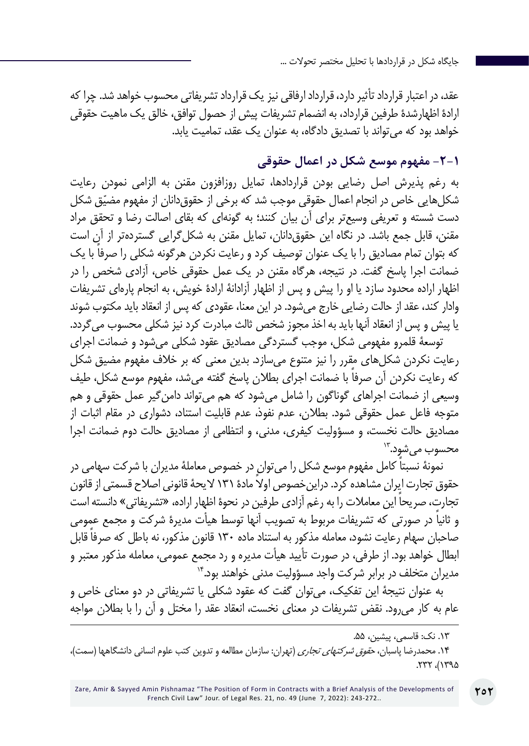عقد، در اعتبار قرارداد تأثیر دارد، قرارداد ارفاقی نیز یک قرارداد تشریفاتی محسوب خواهد شد. چرا که ارادهٔ اظهارشدهٔ طرفین قرارداد، به انضمام تشریفات پیش از حصول توافق، خالق یک ماهیت حقوقی خواهد بود که می‌تواند با تصدیق دادگاه، به عنوان یک عقد، تمامیت یابد.

## ۱-۲- مفهوم موسع شکل در اعمال حقوقی

به رغم پذیرش اصل رضایی بودن قراردادها، تمایل روزافزون مقنن به الزامی نمودن رعایت شکل‌هایی خاص در انجام اعمال حقوقی موجب شد که برخی از حقوق‌دانان از مفهوم مضیّق شکل دست شسته و تعریفی وسیع‌تر برای آن بیان کنند؛ به گونه‌ای که بقای اصالت رضا و تحقق مراد مقنن، قابل جمع باشد. در نگاه این حقوق‌دانان، تمایل مقنن به شکل‌گرایی گسترده‌تر از آن است که بتوان تمام مصادیق را با یک عنوان توصیف کرد و رعایت نکردن هرگونه شکلی را صرفاً با یک ضمانت اجرا پاسخ گفت. در نتیجه، هرگاه مقنن در یک عمل حقوقی خاص، آزادی شخص را در اظهار اراده محدود سازد یا او را پیش و پس از اظهار آزادانهٔ ارادهٔ خویش، به انجام پاره‌ای تشریفات وادار کند، عقد از حالت رضایی خارج می‌شود. در این معنا، عقودی که پس از انعقاد باید مکتوب شوند یا پیش و پس از انعقاد آنها باید به اخذ مجوز شخص ثالث مبادرت کرد نیز شکلی محسوب می‌گردد.

توسعهٔ قلمرو مفهومی شکل، موجب گستردگی مصادیق عقود شکلی می‌شود و ضمانت اجرای رعایت نکردن شکل‌های مقرر را نیز متنوع می‌سازد. بدین معنی که بر خلاف مفهوم مضیق شکل که رعایت نکردن آن صرفاً با ضمانت اجرای بطلان پاسخ گفته می‌شد، مفهوم موسع شکل، طیف وسیعی از ضمانت اجراهای گوناگون را شامل می‌شود که هم می‌تواند دامن‌گیر عمل حقوقی و هم متوجه فاعل عمل حقوقی شود. بطلان، عدم نفوذ، عدم قابلیت استناد، دشواری در مقام اثبات از مصادیق حالت نخست، و مسؤولیت کیفری، مدنی، و انتظامی از مصادیق حالت دوم ضمانت اجرا محسوب می‌شود.[۱۳]

نمونهٔ نسبتاً کامل مفهوم موسع شکل را می‌توان در خصوص معاملهٔ مدیران با شرکت سهامی در حقوق تجارت ایران مشاهده کرد. دراین‌خصوص اولاً مادهٔ ۱۳۱ لایحهٔ قانونی اصلاح قسمتی از قانون تجارت، صریحاً این معاملات را به رغم آزادی طرفین در نحوهٔ اظهار اراده، «تشریفاتی» دانسته است و ثانیاً در صورتی که تشریفات مربوط به تصویب آنها توسط هیأت مدیرهٔ شرکت و مجمع عمومی صاحبان سهام رعایت نشود، معامله مذکور به استناد ماده ۱۳۰ قانون مذکور، نه باطل که صرفاً قابل ابطال خواهد بود. از طرفی، در صورت تأیید هیأت مدیره و رد مجمع عمومی، معامله مذکور معتبر و مدیران متخلف در برابر شرکت واجد مسؤولیت مدنی خواهند بود.[۱۴]

به عنوان نتیجهٔ این تفکیک، می‌توان گفت که عقود شکلی یا تشریفاتی در دو معنای خاص و عام به کار می‌رود. نقض تشریفات در معنای نخست، انعقاد عقد را مختل و آن را با بطلان مواجه

---

۱۳. نک: قاسمی، پیشین، ۵۵.

۱۴. محمدرضا پاسبان، *حقوق شرکتهای تجاری* (تهران: سازمان مطالعه و تدوین کتب علوم انسانی دانشگاهها (سمت)، ۱۳۹۵)، ۲۳۲.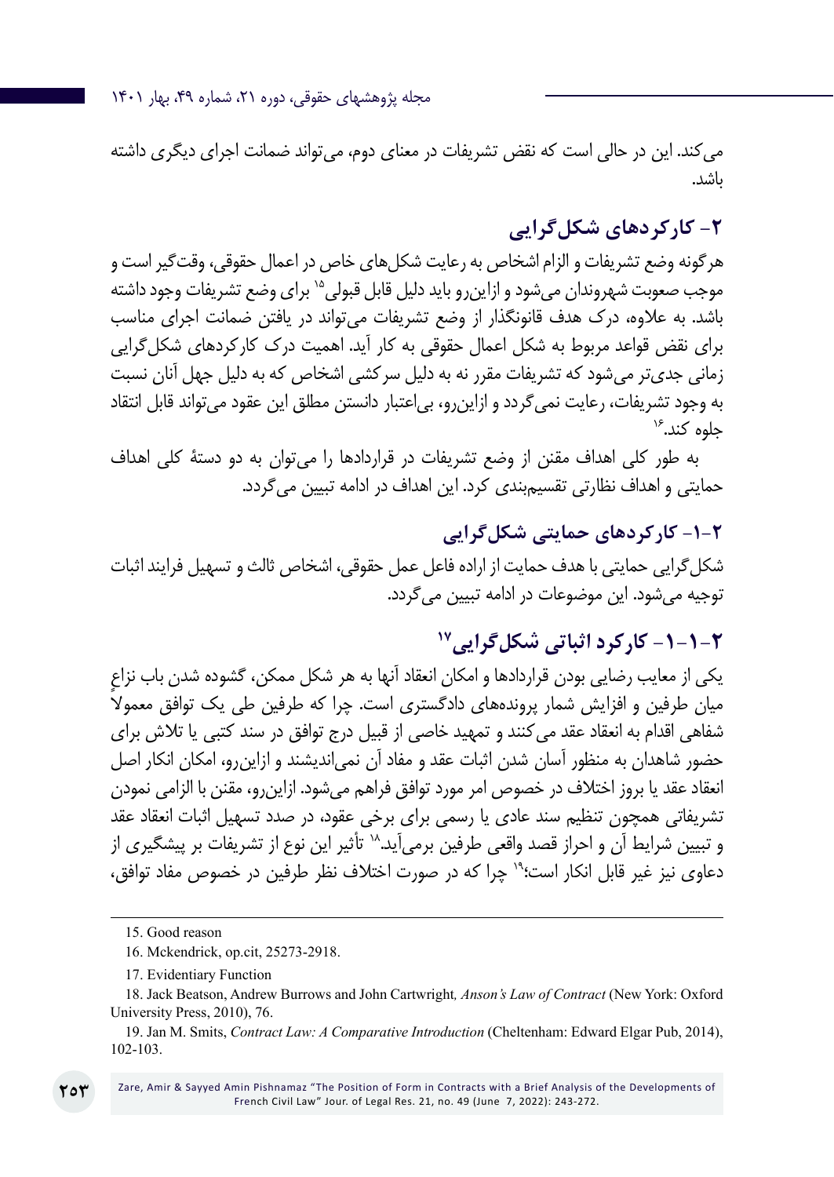می‌کند. این در حالی است که نقض تشریفات در معنای دوم، می‌تواند ضمانت اجرای دیگری داشته باشد.

## ۲- کارکردهای شکل‌گرایی

هرگونه وضع تشریفات و الزام اشخاص به رعایت شکل‌های خاص در اعمال حقوقی، وقت‌گیر است و موجب صعوبت شهروندان می‌شود و ازاین‌رو باید دلیل قابل قبولی[۱۵] برای وضع تشریفات وجود داشته باشد. به علاوه، درک هدف قانونگذار از وضع تشریفات می‌تواند در یافتن ضمانت اجرای مناسب برای نقض قواعد مربوط به شکل اعمال حقوقی به کار آید. اهمیت درک کارکردهای شکل‌گرایی زمانی جدی‌تر می‌شود که تشریفات مقرر نه به دلیل سرکشی اشخاص که به دلیل جهل آنان نسبت به وجود تشریفات، رعایت نمی‌گردد و ازاین‌رو، بی‌اعتبار دانستن مطلق این عقود می‌تواند قابل انتقاد جلوه کند.[۱۶]

به طور کلی اهداف مقنن از وضع تشریفات در قراردادها را می‌توان به دو دستهٔ کلی اهداف حمایتی و اهداف نظارتی تقسیم‌بندی کرد. این اهداف در ادامه تبیین می‌گردد.

### ۲-۱- کارکردهای حمایتی شکل‌گرایی

شکل‌گرایی حمایتی با هدف حمایت از اراده فاعل عمل حقوقی، اشخاص ثالث و تسهیل فرایند اثبات توجیه می‌شود. این موضوعات در ادامه تبیین می‌گردد.

#### ۲-۱-۱- کارکرد اثباتی شکل‌گرایی[۱۷]

یکی از معایب رضایی بودن قراردادها و امکان انعقاد آنها به هر شکل ممکن، گشوده شدن باب نزاع میان طرفین و افزایش شمار پرونده‌های دادگستری است. چرا که طرفین طی یک توافق معمولاً شفاهی اقدام به انعقاد عقد می‌کنند و تمهید خاصی از قبیل درج توافق در سند کتبی یا تلاش برای حضور شاهدان به منظور آسان شدن اثبات عقد و مفاد آن نمی‌اندیشند و ازاین‌رو، امکان انکار اصل انعقاد عقد یا بروز اختلاف در خصوص امر مورد توافق فراهم می‌شود. ازاین‌رو، مقنن با الزامی نمودن تشریفاتی همچون تنظیم سند عادی یا رسمی برای برخی عقود، در صدد تسهیل اثبات انعقاد عقد و تبیین شرایط آن و احراز قصد واقعی طرفین برمی‌آید.[۱۸] تأثیر این نوع از تشریفات بر پیشگیری از دعاوی نیز غیر قابل انکار است؛[۱۹] چرا که در صورت اختلاف نظر طرفین در خصوص مفاد توافق،

---

15. Good reason

16. Mckendrick, op.cit, 25273-2918.

17. Evidentiary Function

18. Jack Beatson, Andrew Burrows and John Cartwright, *Anson's Law of Contract* (New York: Oxford University Press, 2010), 76.

19. Jan M. Smits, *Contract Law: A Comparative Introduction* (Cheltenham: Edward Elgar Pub, 2014), 102-103.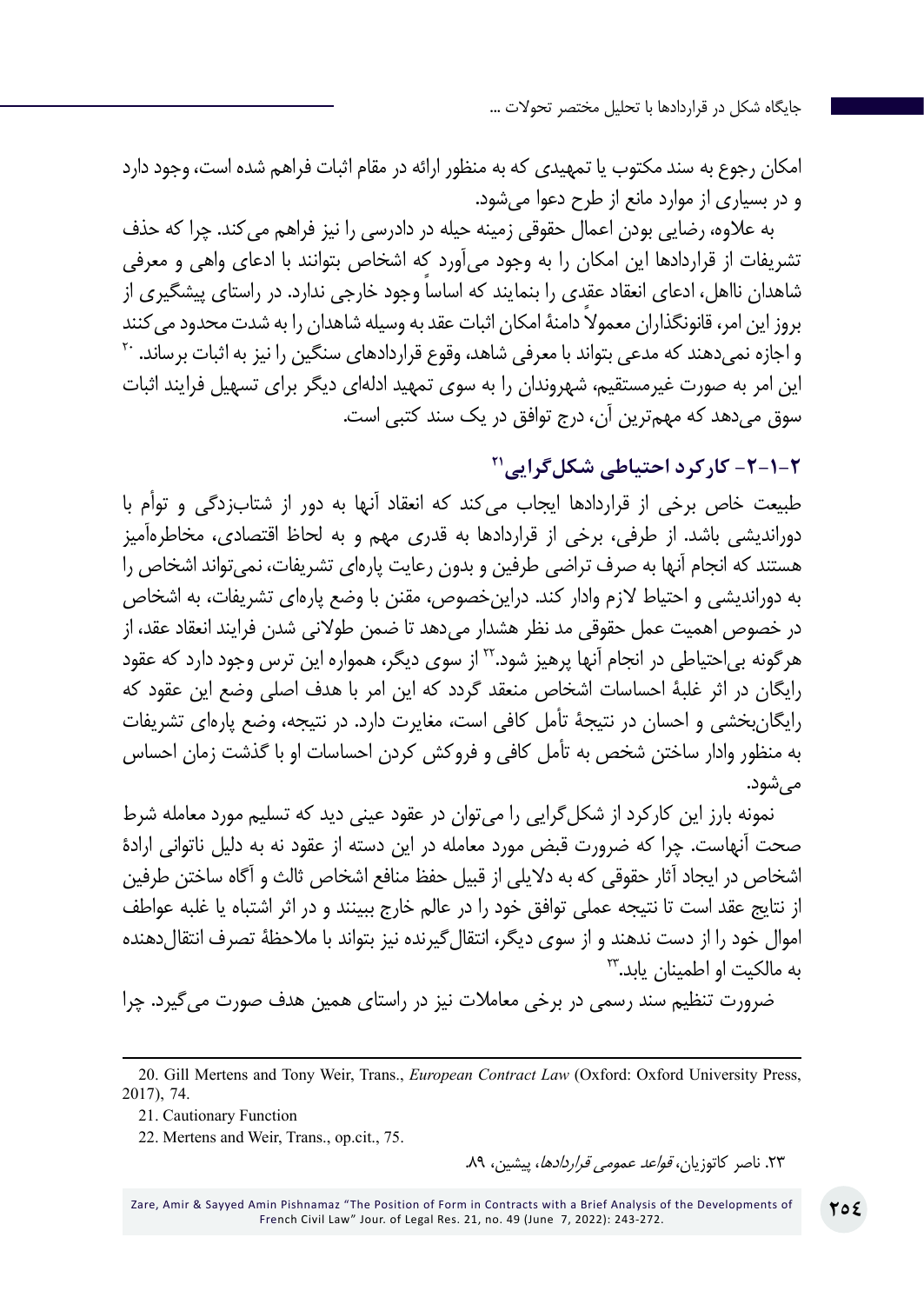امکان رجوع به سند مکتوب یا تمهیدی که به منظور ارائه در مقام اثبات فراهم شده است، وجود دارد و در بسیاری از موارد مانع از طرح دعوا می‌شود.

به علاوه، رضایی بودن اعمال حقوقی زمینه حیله در دادرسی را نیز فراهم می‌کند. چرا که حذف تشریفات از قراردادها این امکان را به وجود می‌آورد که اشخاص بتوانند با ادعای واهی و معرفی شاهدان نااهل، ادعای انعقاد عقدی را بنمایند که اساساً وجود خارجی ندارد. در راستای پیشگیری از بروز این امر، قانونگذاران معمولاً دامنهٔ امکان اثبات عقد به وسیله شاهدان را به شدت محدود می‌کنند و اجازه نمی‌دهند که مدعی بتواند با معرفی شاهد، وقوع قراردادهای سنگین را نیز به اثبات برساند.[۲۰] این امر به صورت غیرمستقیم، شهروندان را به سوی تمهید ادله‌ای دیگر برای تسهیل فرایند اثبات سوق می‌دهد که مهم‌ترین آن، درج توافق در یک سند کتبی است.

### ۲-۱-۲- کارکرد احتیاطی شکل‌گرایی[۲۱]

طبیعت خاص برخی از قراردادها ایجاب می‌کند که انعقاد آنها به دور از شتابزدگی و توأم با دوراندیشی باشد. از طرفی، برخی از قراردادها به قدری مهم و به لحاظ اقتصادی، مخاطره‌آمیز هستند که انجام آنها به صرف تراضی طرفین و بدون رعایت پاره‌ای تشریفات، نمی‌تواند اشخاص را به دوراندیشی و احتیاط لازم وادار کند. دراین‌خصوص، مقنن با وضع پاره‌ای تشریفات، به اشخاص در خصوص اهمیت عمل حقوقی مد نظر هشدار می‌دهد تا ضمن طولانی شدن فرایند انعقاد عقد، از هرگونه بی‌احتیاطی در انجام آنها پرهیز شود.[۲۲] از سوی دیگر، همواره این ترس وجود دارد که عقود رایگان در اثر غلبهٔ احساسات اشخاص منعقد گردد که این امر با هدف اصلی وضع این عقود که رایگان‌بخشی و احسان در نتیجهٔ تأمل کافی است، مغایرت دارد. در نتیجه، وضع پاره‌ای تشریفات به منظور وادار ساختن شخص به تأمل کافی و فروکش کردن احساسات او با گذشت زمان احساس می‌شود.

نمونه بارز این کارکرد از شکل‌گرایی را می‌توان در عقود عینی دید که تسلیم مورد معامله شرط صحت آنهاست. چرا که ضرورت قبض مورد معامله در این دسته از عقود نه به دلیل ناتوانی ارادهٔ اشخاص در ایجاد آثار حقوقی که به دلایلی از قبیل حفظ منافع اشخاص ثالث و آگاه ساختن طرفین از نتایج عقد است تا نتیجه عملی توافق خود را در عالم خارج ببینند و در اثر اشتباه یا غلبه عواطف اموال خود را از دست ندهند و از سوی دیگر، انتقال‌گیرنده نیز بتواند با ملاحظهٔ تصرف انتقال‌دهنده به مالکیت او اطمینان یابد.[۲۳]

ضرورت تنظیم سند رسمی در برخی معاملات نیز در راستای همین هدف صورت می‌گیرد. چرا

---

20. Gill Mertens and Tony Weir, Trans., *European Contract Law* (Oxford: Oxford University Press, 2017), 74.

21. Cautionary Function

22. Mertens and Weir, Trans., op.cit., 75.

۲۳. ناصر کاتوزیان، *قواعد عمومی قراردادها*، پیشین، ۸۹.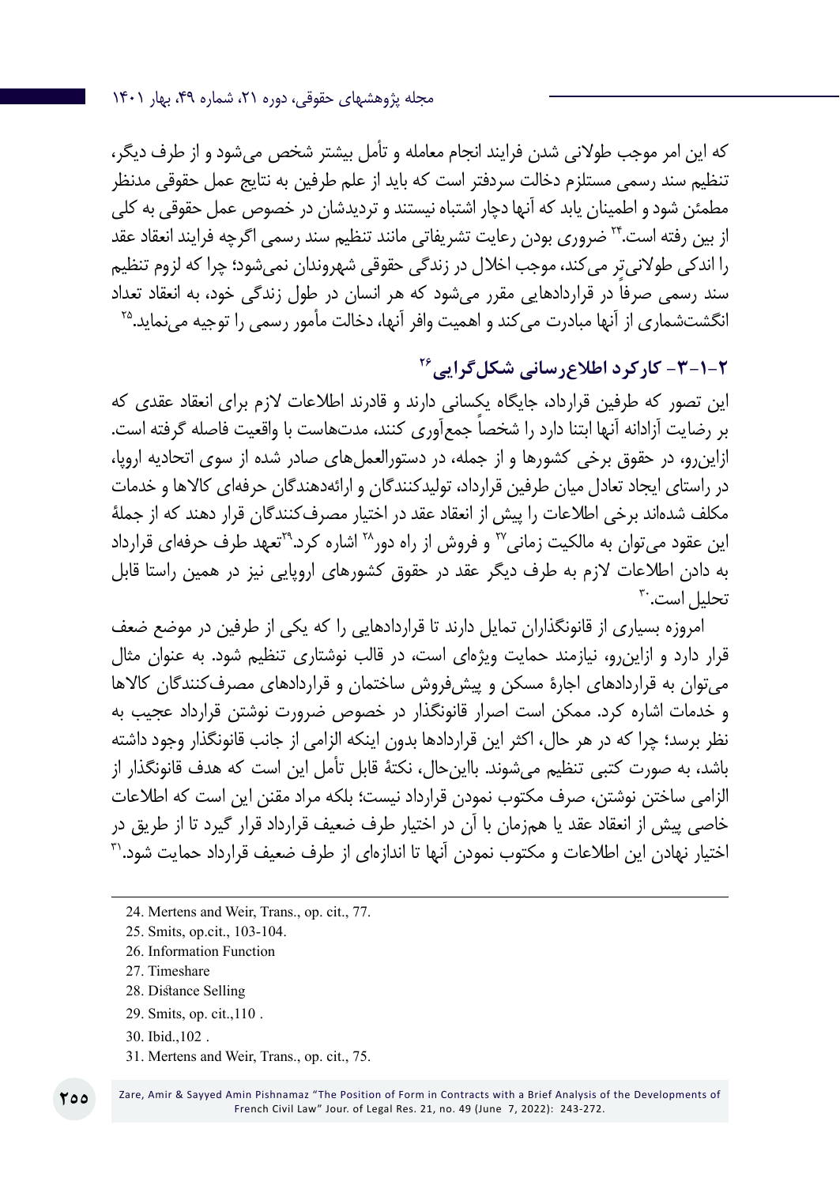که این امر موجب طولانی شدن فرایند انجام معامله و تأمل بیشتر شخص می‌شود و از طرف دیگر، تنظیم سند رسمی مستلزم دخالت سردفتر است که باید از علم طرفین به نتایج عمل حقوقی مدنظر مطمئن شود و اطمینان یابد که آنها دچار اشتباه نیستند و تردیدشان در خصوص عمل حقوقی به کلی از بین رفته است.[24] ضروری بودن رعایت تشریفاتی مانند تنظیم سند رسمی اگرچه فرایند انعقاد عقد را اندکی طولانی‌تر می‌کند، موجب اخلال در زندگی حقوقی شهروندان نمی‌شود؛ چرا که لزوم تنظیم سند رسمی صرفاً در قراردادهایی مقرر می‌شود که هر انسان در طول زندگی خود، به انعقاد تعداد انگشت‌شماری از آنها مبادرت می‌کند و اهمیت وافر آنها، دخالت مأمور رسمی را توجیه می‌نماید.[25]

### ۲-۱-۳- کارکرد اطلاع‌رسانی شکل‌گرایی[26]

این تصور که طرفین قرارداد، جایگاه یکسانی دارند و قادرند اطلاعات لازم برای انعقاد عقدی که بر رضایت آزادانه آنها ابتنا دارد را شخصاً جمع‌آوری کنند، مدت‌هاست با واقعیت فاصله گرفته است. ازاین‌رو، در حقوق برخی کشورها و از جمله، در دستورالعمل‌های صادر شده از سوی اتحادیه اروپا، در راستای ایجاد تعادل میان طرفین قرارداد، تولیدکنندگان و ارائه‌دهندگان حرفه‌ای کالاها و خدمات مکلف شده‌اند برخی اطلاعات را پیش از انعقاد عقد در اختیار مصرف‌کنندگان قرار دهند که از جملهٔ این عقود می‌توان به مالکیت زمانی[27] و فروش از راه دور[28] اشاره کرد.[29] تعهد طرف حرفه‌ای قرارداد به دادن اطلاعات لازم به طرف دیگر عقد در حقوق کشورهای اروپایی نیز در همین راستا قابل تحلیل است.[30]

امروزه بسیاری از قانونگذاران تمایل دارند تا قراردادهایی را که یکی از طرفین در موضع ضعف قرار دارد و ازاین‌رو، نیازمند حمایت ویژه‌ای است، در قالب نوشتاری تنظیم شود. به عنوان مثال می‌توان به قراردادهای اجارهٔ مسکن و پیش‌فروش ساختمان و قراردادهای مصرف‌کنندگان کالاها و خدمات اشاره کرد. ممکن است اصرار قانونگذار در خصوص ضرورت نوشتن قرارداد عجیب به نظر برسد؛ چرا که در هر حال، اکثر این قراردادها بدون اینکه الزامی از جانب قانونگذار وجود داشته باشد، به صورت کتبی تنظیم می‌شوند. بااین‌حال، نکتهٔ قابل تأمل این است که هدف قانونگذار از الزامی ساختن نوشتن، صرف مکتوب نمودن قرارداد نیست؛ بلکه مراد مقنن این است که اطلاعات خاصی پیش از انعقاد عقد یا هم‌زمان با آن در اختیار طرف ضعیف قرارداد قرار گیرد تا از طریق در اختیار نهادن این اطلاعات و مکتوب نمودن آنها تا اندازه‌ای از طرف ضعیف قرارداد حمایت شود.[31]

---

24. Mertens and Weir, Trans., op. cit., 77.
25. Smits, op.cit., 103-104.
26. Information Function
27. Timeshare
28. Distance Selling
29. Smits, op. cit.,110 .
30. Ibid.,102 .
31. Mertens and Weir, Trans., op. cit., 75.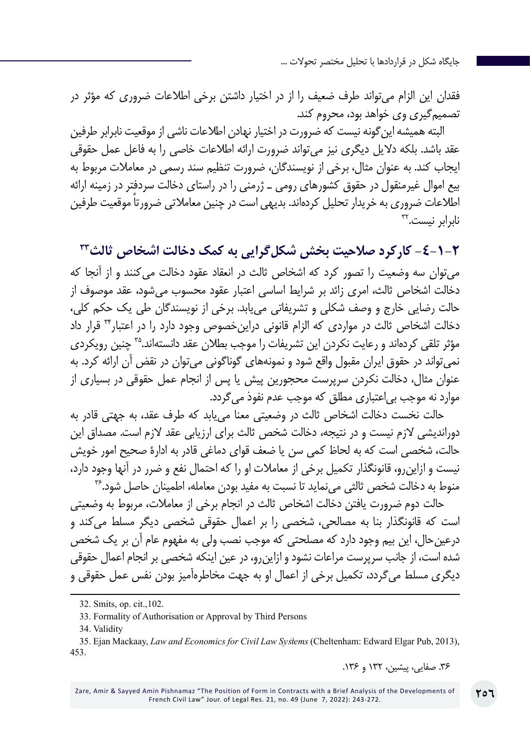فقدان این الزام می‌تواند طرف ضعیف را از در اختیار داشتن برخی اطلاعات ضروری که مؤثر در تصمیم‌گیری وی خواهد بود، محروم کند.

البته همیشه این‌گونه نیست که ضرورت در اختیار نهادن اطلاعات ناشی از موقعیت نابرابر طرفین عقد باشد. بلکه دلایل دیگری نیز می‌تواند ضرورت ارائه اطلاعات خاصی را به فاعل عمل حقوقی ایجاب کند. به عنوان مثال، برخی از نویسندگان، ضرورت تنظیم سند رسمی در معاملات مربوط به بیع اموال غیرمنقول در حقوق کشورهای رومی ـ ژرمنی را در راستای دخالت سردفتر در زمینه ارائه اطلاعات ضروری به خریدار تحلیل کرده‌اند. بدیهی است در چنین معاملاتی ضرورتاً موقعیت طرفین نابرابر نیست.[32]

## ۲-۱-۴- کارکرد صلاحیت بخش شکل‌گرایی به کمک دخالت اشخاص ثالث[33]

می‌توان سه وضعیت را تصور کرد که اشخاص ثالث در انعقاد عقود دخالت می‌کنند و از آنجا که دخالت اشخاص ثالث، امری زائد بر شرایط اساسی اعتبار عقود محسوب می‌شود، عقد موصوف از حالت رضایی خارج و وصف شکلی و تشریفاتی می‌یابد. برخی از نویسندگان طی یک حکم کلی، دخالت اشخاص ثالث در مواردی که الزام قانونی دراین‌خصوص وجود دارد را در اعتبار[34] قرار داد مؤثر تلقی کرده‌اند و رعایت نکردن این تشریفات را موجب بطلان عقد دانسته‌اند.[35] چنین رویکردی نمی‌تواند در حقوق ایران مقبول واقع شود و نمونه‌های گوناگونی می‌توان در نقض آن ارائه کرد. به عنوان مثال، دخالت نکردن سرپرست محجورین پیش یا پس از انجام عمل حقوقی در بسیاری از موارد نه موجب بی‌اعتباری مطلق که موجب عدم نفوذ می‌گردد.

حالت نخست دخالت اشخاص ثالث در وضعیتی معنا می‌یابد که طرف عقد، به جهتی قادر به دوراندیشی لازم نیست و در نتیجه، دخالت شخص ثالث برای ارزیابی عقد لازم است. مصداق این حالت، شخصی است که به لحاظ کمی سن یا ضعف قوای دماغی قادر به ادارهٔ صحیح امور خویش نیست و ازاین‌رو، قانونگذار تکمیل برخی از معاملات او را که احتمال نفع و ضرر در آنها وجود دارد، منوط به دخالت شخص ثالثی می‌نماید تا نسبت به مفید بودن معامله، اطمینان حاصل شود.[36]

حالت دوم ضرورت یافتن دخالت اشخاص ثالث در انجام برخی از معاملات، مربوط به وضعیتی است که قانونگذار بنا به مصالحی، شخصی را بر اعمال حقوقی شخصی دیگر مسلط می‌کند و درعین‌حال، این بیم وجود دارد که مصلحتی که موجب نصب ولی به مفهوم عام آن بر یک شخص شده است، از جانب سرپرست مراعات نشود و ازاین‌رو، در عین اینکه شخصی بر انجام اعمال حقوقی دیگری مسلط می‌گردد، تکمیل برخی از اعمال او به جهت مخاطره‌آمیز بودن نفس عمل حقوقی و

---

32. Smits, op. cit.,102.

33. Formality of Authorisation or Approval by Third Persons

34. Validity

35. Ejan Mackaay, *Law and Economics for Civil Law Systems* (Cheltenham: Edward Elgar Pub, 2013), 453.

۳۶. صفایی، پیشین، ۱۳۲ و ۱۳۶.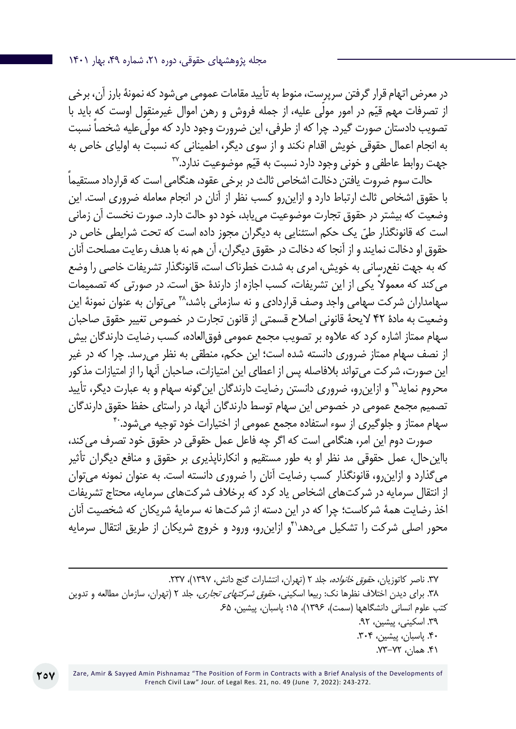در معرض اتهام قرار گرفتن سرپرست، منوط به تأیید مقامات عمومی می‌شود که نمونهٔ بارز آن، برخی از تصرفات مهم قیّم در امور مولّی علیه، از جمله فروش و رهن اموال غیرمنقول اوست که باید با تصویب دادستان صورت گیرد. چرا که از طرفی، این ضرورت وجود دارد که مولّی‌علیه شخصاً نسبت به انجام اعمال حقوقی خویش اقدام نکند و از سوی دیگر، اطمینانی که نسبت به اولیای خاص به جهت روابط عاطفی و خونی وجود دارد نسبت به قیّم موضوعیت ندارد.[37]

حالت سوم ضروت یافتن دخالت اشخاص ثالث در برخی عقود، هنگامی است که قرارداد مستقیماً با حقوق اشخاص ثالث ارتباط دارد و ازاین‌رو کسب نظر از آنان در انجام معامله ضروری است. این وضعیت که بیشتر در حقوق تجارت موضوعیت می‌یابد، خود دو حالت دارد. صورت نخست آن زمانی است که قانونگذار طیّ یک حکم استثنایی به دیگران مجوز داده است که تحت شرایطی خاص در حقوق او دخالت نمایند و از آنجا که دخالت در حقوق دیگران، آن هم نه با هدف رعایت مصلحت آنان که به جهت نفع‌رسانی به خویش، امری به شدت خطرناک است، قانونگذار تشریفات خاصی را وضع می‌کند که معمولاً یکی از این تشریفات، کسب اجازه از دارندهٔ حق است. در صورتی که تصمیمات سهامداران شرکت سهامی واجد وصف قراردادی و نه سازمانی باشد،[38] می‌توان به عنوان نمونهٔ این وضعیت به مادهٔ ۴۲ لایحهٔ قانونی اصلاح قسمتی از قانون تجارت در خصوص تغییر حقوق صاحبان سهام ممتاز اشاره کرد که علاوه بر تصویب مجمع عمومی فوق‌العاده، کسب رضایت دارندگان بیش از نصف سهام ممتاز ضروری دانسته شده است؛ این حکم، منطقی به نظر می‌رسد. چرا که در غیر این صورت، شرکت می‌تواند بلافاصله پس از اعطای این امتیازات، صاحبان آنها را از امتیازات مذکور محروم نماید[39] و ازاین‌رو، ضروری دانستن رضایت دارندگان این‌گونه سهام و به عبارت دیگر، تأیید تصمیم مجمع عمومی در خصوص این سهام توسط دارندگان آنها، در راستای حفظ حقوق دارندگان سهام ممتاز و جلوگیری از سوء استفاده مجمع عمومی از اختیارات خود توجیه می‌شود.[40]

صورت دوم این امر، هنگامی است که اگر چه فاعل عمل حقوقی در حقوق خود تصرف می‌کند، بااین‌حال، عمل حقوقی مد نظر او به طور مستقیم و انکارناپذیری بر حقوق و منافع دیگران تأثیر می‌گذارد و ازاین‌رو، قانونگذار کسب رضایت آنان را ضروری دانسته است. به عنوان نمونه می‌توان از انتقال سرمایه در شرکت‌های اشخاص یاد کرد که برخلاف شرکت‌های سرمایه، محتاج تشریفات اخذ رضایت همهٔ شرکاست؛ چرا که در این دسته از شرکت‌ها نه سرمایهٔ شریکان که شخصیت آنان محور اصلی شرکت را تشکیل می‌دهد[41] و ازاین‌رو، ورود و خروج شریکان از طریق انتقال سرمایه

---

۳۷. ناصر کاتوزیان، *حقوق خانواده*، جلد ۲ (تهران، انتشارات گنج دانش، ۱۳۹۷)، ۲۳۷.

۳۸. برای دیدن اختلاف نظرها نک: ربیعا اسکینی، *حقوق شرکتهای تجاری*، جلد ۲ (تهران، سازمان مطالعه و تدوین کتب علوم انسانی دانشگاهها (سمت)، ۱۳۹۶)، ۱۵؛ پاسبان، پیشین، ۶۵.

۳۹. اسکینی، پیشین، ۹۲.

۴۰. پاسبان، پیشین، ۳۰۴.

۴۱. همان، ۷۲-۷۳.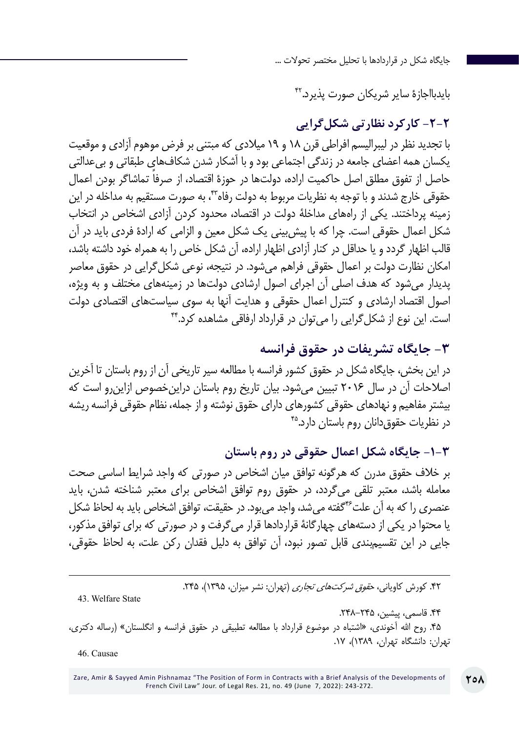بایدبااجازۀ سایر شریکان صورت پذیرد.[42]

### ۲-۲- کارکرد نظارتی شکل‌گرایی

با تجدید نظر در لیبرالیسم افراطی قرن ۱۸ و ۱۹ میلادی که مبتنی بر فرض موهوم آزادی و موقعیت یکسان همه اعضای جامعه در زندگی اجتماعی بود و با آشکار شدن شکاف‌های طبقاتی و بی‌عدالتی حاصل از تفوق مطلق اصل حاکمیت اراده، دولت‌ها در حوزۀ اقتصاد، از صرفاً تماشاگر بودن اعمال حقوقی خارج شدند و با توجه به نظریات مربوط به دولت رفاه[43]، به صورت مستقیم به مداخله در این زمینه پرداختند. یکی از راه‌های مداخلۀ دولت در اقتصاد، محدود کردن آزادی اشخاص در انتخاب شکل اعمال حقوقی است. چرا که با پیش‌بینی یک شکل معین و الزامی که ارادۀ فردی باید در آن قالب اظهار گردد و یا حداقل در کنار آزادی اظهار اراده، آن شکل خاص را به همراه خود داشته باشد، امکان نظارت دولت بر اعمال حقوقی فراهم می‌شود. در نتیجه، نوعی شکل‌گرایی در حقوق معاصر پدیدار می‌شود که هدف اصلی آن اجرای اصول ارشادی دولت‌ها در زمینه‌های مختلف و به ویژه، اصول اقتصاد ارشادی و کنترل اعمال حقوقی و هدایت آنها به سوی سیاست‌های اقتصادی دولت است. این نوع از شکل‌گرایی را می‌توان در قرارداد ارفاقی مشاهده کرد.[44]

## ۳- جایگاه تشریفات در حقوق فرانسه

در این بخش، جایگاه شکل در حقوق کشور فرانسه با مطالعه سیر تاریخی آن از روم باستان تا آخرین اصلاحات آن در سال ۲۰۱۶ تبیین می‌شود. بیان تاریخ روم باستان دراین‌خصوص ازاین‌رو است که بیشتر مفاهیم و نهادهای حقوقی کشورهای دارای حقوق نوشته و از جمله، نظام حقوقی فرانسه ریشه در نظریات حقوق‌دانان روم باستان دارد.[45]

### ۳-۱- جایگاه شکل اعمال حقوقی در روم باستان

بر خلاف حقوق مدرن که هرگونه توافق میان اشخاص در صورتی که واجد شرایط اساسی صحت معامله باشد، معتبر تلقی می‌گردد، در حقوق روم توافق اشخاص برای معتبر شناخته شدن، باید عنصری را که به آن علت[46] گفته می‌شد، واجد می‌بود. در حقیقت، توافق اشخاص باید به لحاظ شکل یا محتوا در یکی از دسته‌های چهارگانۀ قراردادها قرار می‌گرفت و در صورتی که برای توافق مذکور، جایی در این تقسیم‌بندی قابل تصور نبود، آن توافق به دلیل فقدان رکن علت، به لحاظ حقوقی،

---

۴۲. کورش کاویانی، *حقوق شرکت‌های تجاری* (تهران: نشر میزان، ۱۳۹۵)، ۲۴۵.

43. Welfare State

۴۴. قاسمی، پیشین، ۲۴۵–۲۴۸.

۴۵. روح الله آخوندی، «اشتباه در موضوع قرارداد با مطالعه تطبیقی در حقوق فرانسه و انگلستان» (رساله دکتری، تهران: دانشگاه تهران، ۱۳۸۹)، ۱۷.

46. Causae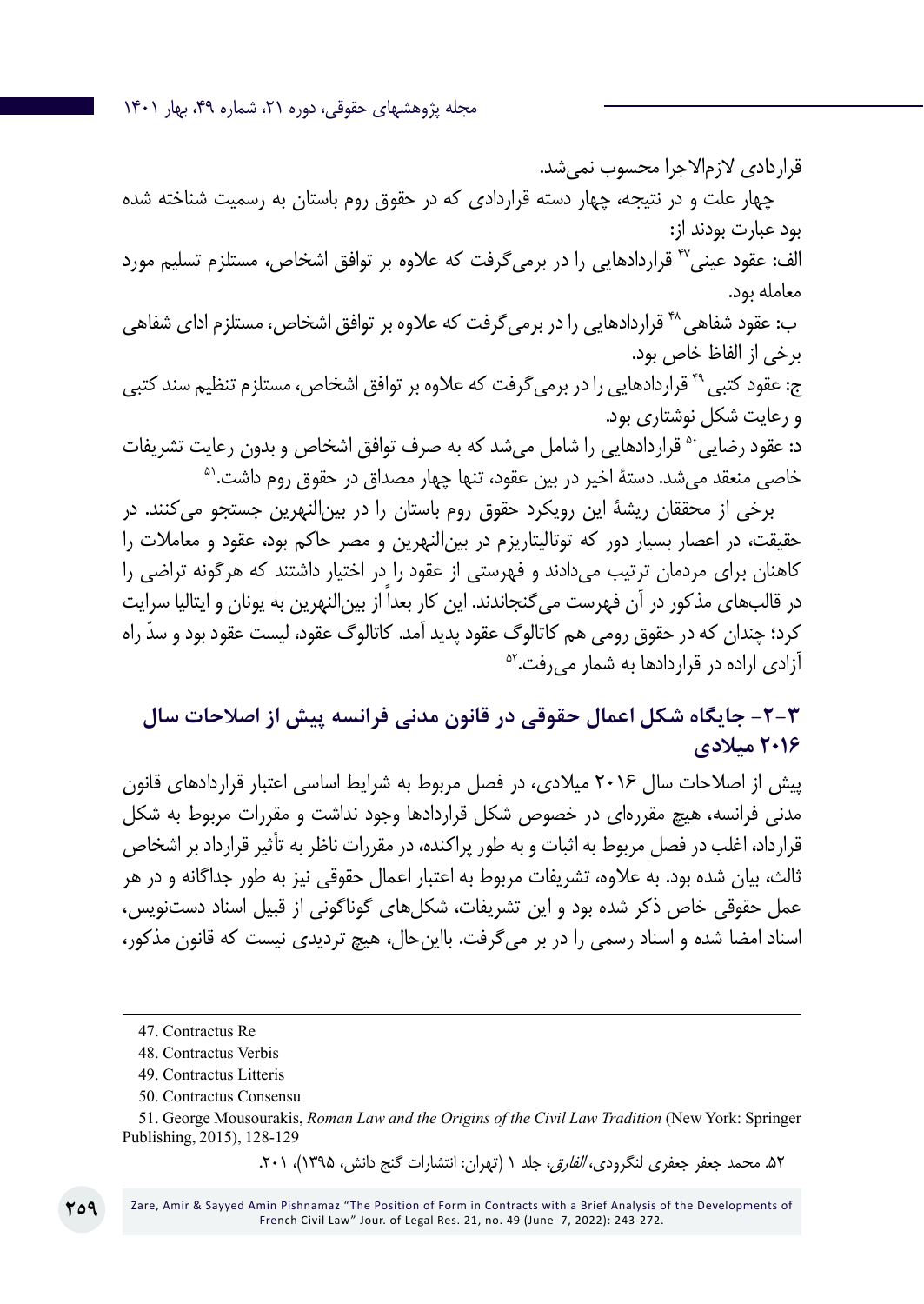قراردادی لازم‌الاجرا محسوب نمی‌شد.

چهار علت و در نتیجه، چهار دسته قراردادی که در حقوق روم باستان به رسمیت شناخته شده بود عبارت بودند از:

الف: عقود عینی[47] قراردادهایی را در برمی‌گرفت که علاوه بر توافق اشخاص، مستلزم تسلیم مورد معامله بود.

ب: عقود شفاهی[48] قراردادهایی را در برمی‌گرفت که علاوه بر توافق اشخاص، مستلزم ادای شفاهی برخی از الفاظ خاص بود.

ج: عقود کتبی[49] قراردادهایی را در برمی‌گرفت که علاوه بر توافق اشخاص، مستلزم تنظیم سند کتبی و رعایت شکل نوشتاری بود.

د: عقود رضایی[50] قراردادهایی را شامل می‌شد که به صرف توافق اشخاص و بدون رعایت تشریفات خاصی منعقد می‌شد. دستهٔ اخیر در بین عقود، تنها چهار مصداق در حقوق روم داشت.[51]

برخی از محققان ریشهٔ این رویکرد حقوق روم باستان را در بین‌النهرین جستجو می‌کنند. در حقیقت، در اعصار بسیار دور که توتالیتاریزم در بین‌النهرین و مصر حاکم بود، عقود و معاملات را کاهنان برای مردمان ترتیب می‌دادند و فهرستی از عقود را در اختیار داشتند که هرگونه تراضی را در قالب‌های مذکور در آن فهرست می‌گنجاندند. این کار بعداً از بین‌النهرین به یونان و ایتالیا سرایت کرد؛ چندان که در حقوق رومی هم کاتالوگ عقود پدید آمد. کاتالوگ عقود، لیست عقود بود و سدّ راه آزادی اراده در قراردادها به شمار می‌رفت.[52]

## ۳-۲- جایگاه شکل اعمال حقوقی در قانون مدنی فرانسه پیش از اصلاحات سال ۲۰۱۶ میلادی

پیش از اصلاحات سال ۲۰۱۶ میلادی، در فصل مربوط به شرایط اساسی اعتبار قراردادهای قانون مدنی فرانسه، هیچ مقرره‌ای در خصوص شکل قراردادها وجود نداشت و مقررات مربوط به شکل قرارداد، اغلب در فصل مربوط به اثبات و به طور پراکنده، در مقررات ناظر به تأثیر قرارداد بر اشخاص ثالث، بیان شده بود. به علاوه، تشریفات مربوط به اعتبار اعمال حقوقی نیز به طور جداگانه و در هر عمل حقوقی خاص ذکر شده بود و این تشریفات، شکل‌های گوناگونی از قبیل اسناد دست‌نویس، اسناد امضا شده و اسناد رسمی را در بر می‌گرفت. بااین‌حال، هیچ تردیدی نیست که قانون مذکور،

---

47. Contractus Re

48. Contractus Verbis

49. Contractus Litteris

50. Contractus Consensu

51. George Mousourakis, *Roman Law and the Origins of the Civil Law Tradition* (New York: Springer Publishing, 2015), 128-129

۵۲. محمد جعفر جعفری لنگرودی، *الفارق*، جلد ۱ (تهران: انتشارات گنج دانش، ۱۳۹۵)، ۲۰۱.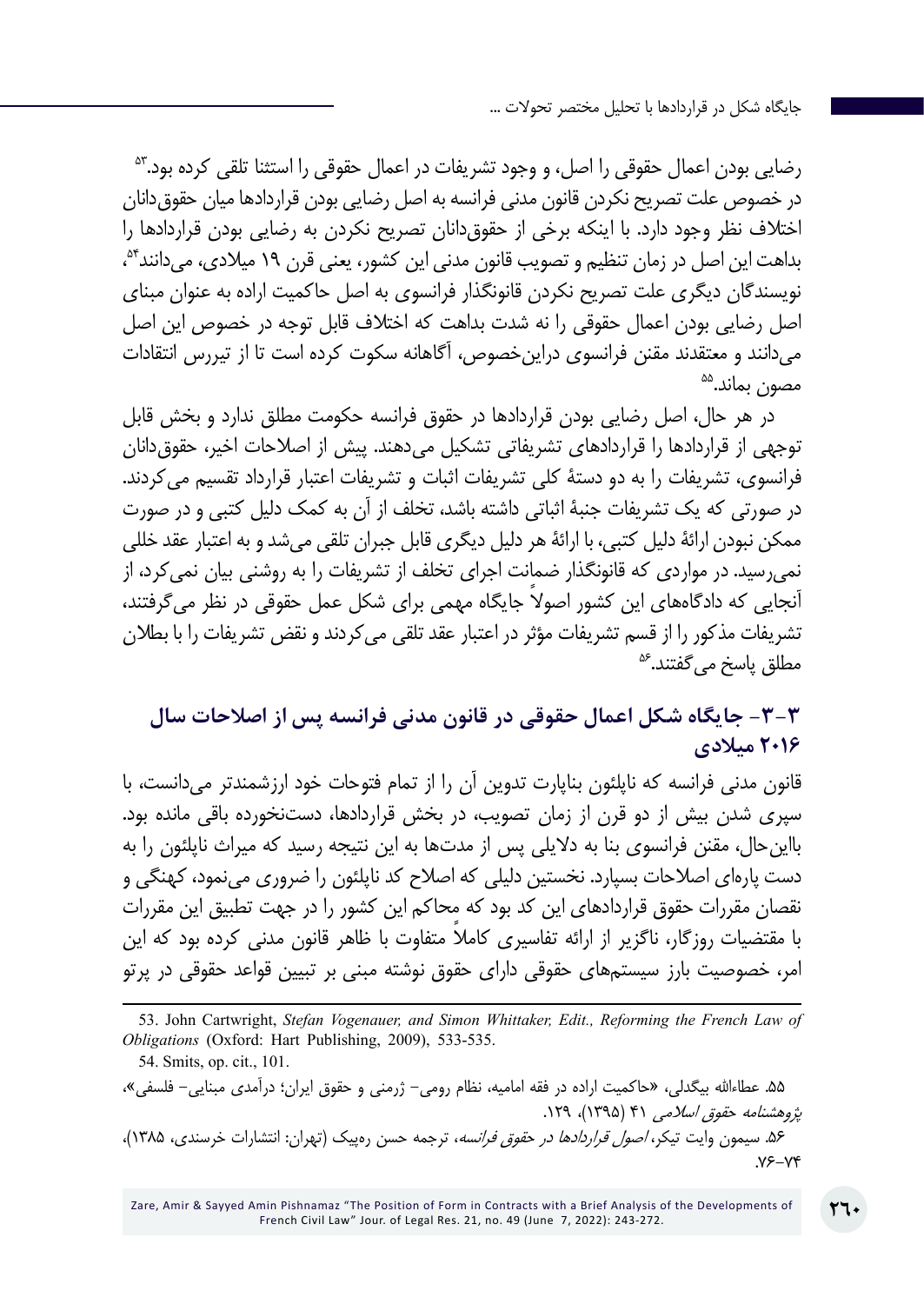رضایی بودن اعمال حقوقی را اصل، و وجود تشریفات در اعمال حقوقی را استثنا تلقی کرده بود.[۵۳] در خصوص علت تصریح نکردن قانون مدنی فرانسه به اصل رضایی بودن قراردادها میان حقوق‌دانان اختلاف نظر وجود دارد. با اینکه برخی از حقوق‌دانان تصریح نکردن به رضایی بودن قراردادها را بداهت این اصل در زمان تنظیم و تصویب قانون مدنی این کشور، یعنی قرن ۱۹ میلادی، می‌دانند[۵۴]، نویسندگان دیگری علت تصریح نکردن قانونگذار فرانسوی به اصل حاکمیت اراده به عنوان مبنای اصل رضایی بودن اعمال حقوقی را نه شدت بداهت که اختلاف قابل توجه در خصوص این اصل می‌دانند و معتقدند مقنن فرانسوی دراین‌خصوص، آگاهانه سکوت کرده است تا از تیررس انتقادات مصون بماند.[۵۵]

در هر حال، اصل رضایی بودن قراردادها در حقوق فرانسه حکومت مطلق ندارد و بخش قابل توجهی از قراردادها را قراردادهای تشریفاتی تشکیل می‌دهند. پیش از اصلاحات اخیر، حقوق‌دانان فرانسوی، تشریفات را به دو دستهٔ کلی تشریفات اثبات و تشریفات اعتبار قرارداد تقسیم می‌کردند. در صورتی که یک تشریفات جنبهٔ اثباتی داشته باشد، تخلف از آن به کمک دلیل کتبی و در صورت ممکن نبودن ارائهٔ دلیل کتبی، با ارائهٔ هر دلیل دیگری قابل جبران تلقی می‌شد و به اعتبار عقد خللی نمی‌رسید. در مواردی که قانونگذار ضمانت اجرای تخلف از تشریفات را به روشنی بیان نمی‌کرد، از آنجایی که دادگاه‌های این کشور اصولاً جایگاه مهمی برای شکل عمل حقوقی در نظر می‌گرفتند، تشریفات مذکور را از قسم تشریفات مؤثر در اعتبار عقد تلقی می‌کردند و نقض تشریفات را با بطلان مطلق پاسخ می‌گفتند.[۵۶]

## ۳-۳- جایگاه شکل اعمال حقوقی در قانون مدنی فرانسه پس از اصلاحات سال ۲۰۱۶ میلادی

قانون مدنی فرانسه که ناپلئون بناپارت تدوین آن را از تمام فتوحات خود ارزشمندتر می‌دانست، با سپری شدن بیش از دو قرن از زمان تصویب، در بخش قراردادها، دست‌نخورده باقی مانده بود. بااین‌حال، مقنن فرانسوی بنا به دلایلی پس از مدت‌ها به این نتیجه رسید که میراث ناپلئون را به دست پاره‌ای اصلاحات بسپارد. نخستین دلیلی که اصلاح کد ناپلئون را ضروری می‌نمود، کهنگی و نقصان مقررات حقوق قراردادهای این کد بود که محاکم این کشور را در جهت تطبیق این مقررات با مقتضیات روزگار، ناگزیر از ارائه تفاسیری کاملاً متفاوت با ظاهر قانون مدنی کرده بود که این امر، خصوصیت بارز سیستم‌های حقوقی دارای حقوق نوشته مبنی بر تبیین قواعد حقوقی در پرتو

---

53. John Cartwright, *Stefan Vogenauer, and Simon Whittaker, Edit., Reforming the French Law of Obligations* (Oxford: Hart Publishing, 2009), 533-535.

54. Smits, op. cit., 101.

۵۵. عطاءالله بیگدلی، «حاکمیت اراده در فقه امامیه، نظام رومی- ژرمنی و حقوق ایران؛ درآمدی مبنایی- فلسفی»، *پژوهشنامه حقوق اسلامی* ۴۱ (۱۳۹۵)، ۱۲۹.

۵۶. سیمون وایت تیکر، *اصول قراردادها در حقوق فرانسه*، ترجمه حسن ره‌پیک (تهران: انتشارات خرسندی، ۱۳۸۵)، ۷۶-۷۴.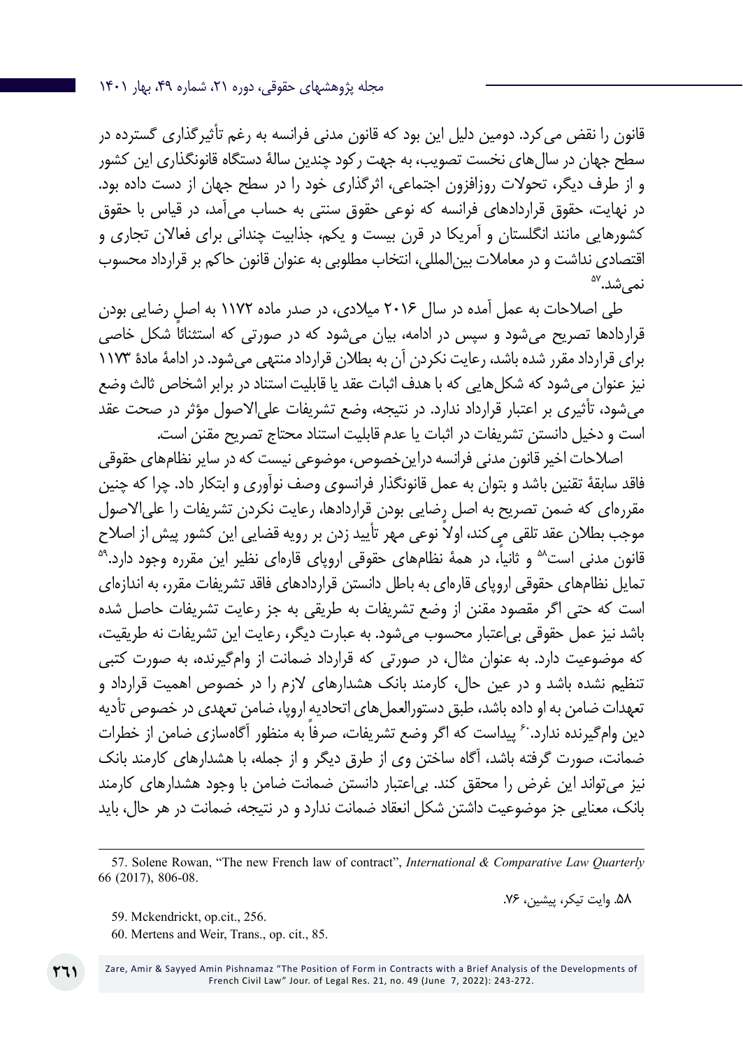قانون را نقض می‌کرد. دومین دلیل این بود که قانون مدنی فرانسه به رغم تأثیرگذاری گسترده در سطح جهان در سال‌های نخست تصویب، به جهت رکود چندین سالهٔ دستگاه قانونگذاری این کشور و از طرف دیگر، تحولات روزافزون اجتماعی، اثرگذاری خود را در سطح جهان از دست داده بود. در نهایت، حقوق قراردادهای فرانسه که نوعی حقوق سنتی به حساب می‌آمد، در قیاس با حقوق کشورهایی مانند انگلستان و آمریکا در قرن بیست و یکم، جذابیت چندانی برای فعالان تجاری و اقتصادی نداشت و در معاملات بین‌المللی، انتخاب مطلوبی به عنوان قانون حاکم بر قرارداد محسوب نمی‌شد.[57]

طی اصلاحات به عمل آمده در سال ۲۰۱۶ میلادی، در صدر ماده ۱۱۷۲ به اصل رضایی بودن قراردادها تصریح می‌شود و سپس در ادامه، بیان می‌شود که در صورتی که استثنائاً شکل خاصی برای قرارداد مقرر شده باشد، رعایت نکردن آن به بطلان قرارداد منتهی می‌شود. در ادامهٔ مادهٔ ۱۱۷۳ نیز عنوان می‌شود که شکل‌هایی که با هدف اثبات عقد یا قابلیت استناد در برابر اشخاص ثالث وضع می‌شود، تأثیری بر اعتبار قرارداد ندارد. در نتیجه، وضع تشریفات علی‌الاصول مؤثر در صحت عقد است و دخیل دانستن تشریفات در اثبات یا عدم قابلیت استناد محتاج تصریح مقنن است.

اصلاحات اخیر قانون مدنی فرانسه دراین‌خصوص، موضوعی نیست که در سایر نظام‌های حقوقی فاقد سابقهٔ تقنین باشد و بتوان به عمل قانونگذار فرانسوی وصف نوآوری و ابتکار داد. چرا که چنین مقرره‌ای که ضمن تصریح به اصل رضایی بودن قراردادها، رعایت نکردن تشریفات را علی‌الاصول موجب بطلان عقد تلقی می‌کند، اولاً نوعی مهر تأیید زدن بر رویه قضایی این کشور پیش از اصلاح قانون مدنی است[58] و ثانیاً، در همهٔ نظام‌های حقوقی اروپای قاره‌ای نظیر این مقرره وجود دارد.[59] تمایل نظام‌های حقوقی اروپای قاره‌ای به باطل دانستن قراردادهای فاقد تشریفات مقرر، به اندازه‌ای است که حتی اگر مقصود مقنن از وضع تشریفات به طریقی به جز رعایت تشریفات حاصل شده باشد نیز عمل حقوقی بی‌اعتبار محسوب می‌شود. به عبارت دیگر، رعایت این تشریفات نه طریقیت، که موضوعیت دارد. به عنوان مثال، در صورتی که قرارداد ضمانت از وام‌گیرنده، به صورت کتبی تنظیم نشده باشد و در عین حال، کارمند بانک هشدارهای لازم را در خصوص اهمیت قرارداد و تعهدات ضامن به او داده باشد، طبق دستورالعمل‌های اتحادیه اروپا، ضامن تعهدی در خصوص تأدیه دین وام‌گیرنده ندارد.[60] پیداست که اگر وضع تشریفات، صرفاً به منظور آگاه‌سازی ضامن از خطرات ضمانت، صورت گرفته باشد، آگاه ساختن وی از طرق دیگر و از جمله، با هشدارهای کارمند بانک نیز می‌تواند این غرض را محقق کند. بی‌اعتبار دانستن ضمانت ضامن با وجود هشدارهای کارمند بانک، معنایی جز موضوعیت داشتن شکل انعقاد ضمانت ندارد و در نتیجه، ضمانت در هر حال، باید

---

57. Solene Rowan, "The new French law of contract", *International & Comparative Law Quarterly* 66 (2017), 806-08.

۵۸. وایت تیکر، پیشین، ۷۶.

59. Mckendrickt, op.cit., 256.

60. Mertens and Weir, Trans., op. cit., 85.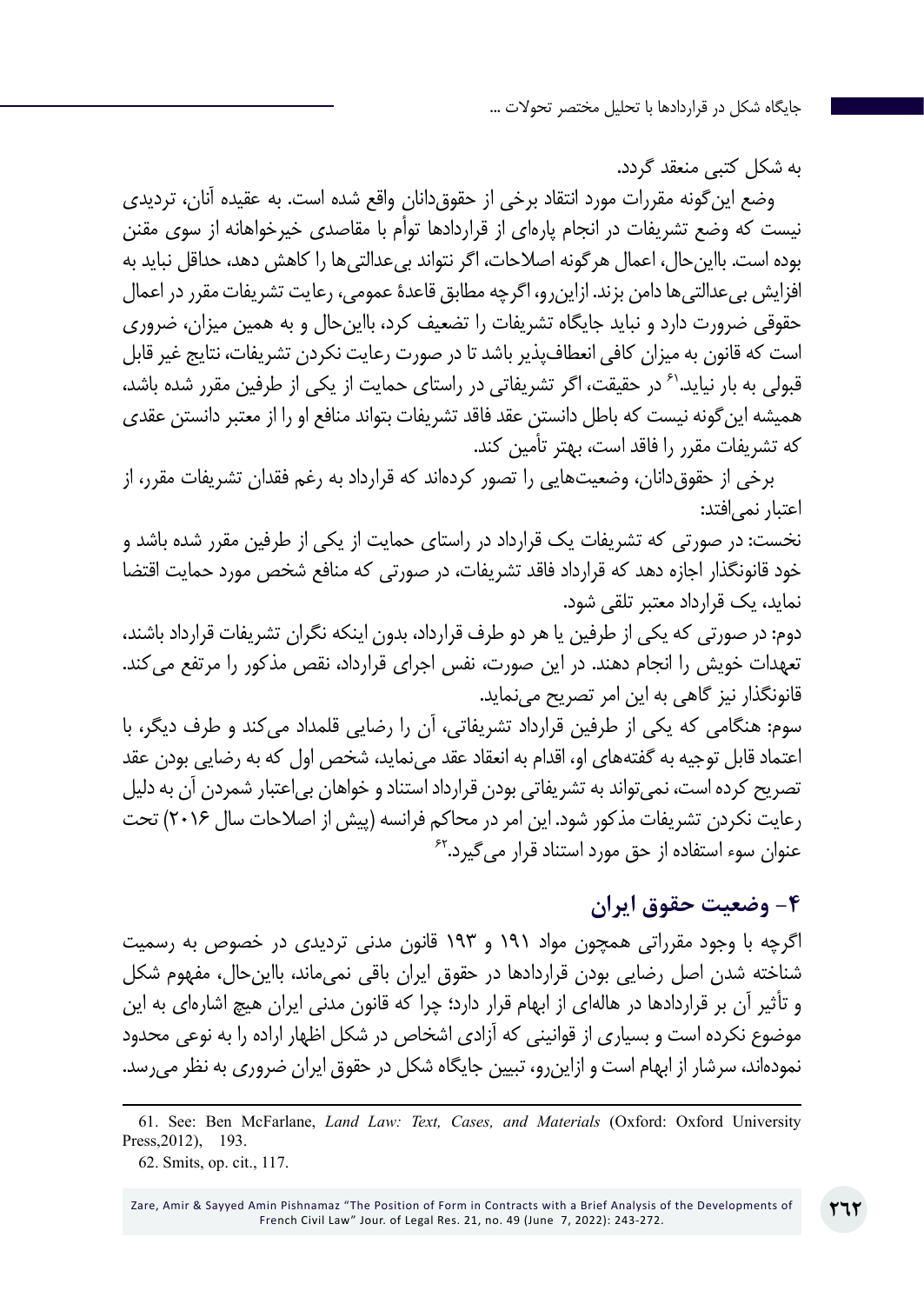به شکل کتبی منعقد گردد.

وضع این‌گونه مقررات مورد انتقاد برخی از حقوق‌دانان واقع شده است. به عقیده آنان، تردیدی نیست که وضع تشریفات در انجام پاره‌ای از قراردادها توأم با مقاصدی خیرخواهانه از سوی مقنن بوده است. بااین‌حال، اعمال هرگونه اصلاحات، اگر نتواند بی‌عدالتی‌ها را کاهش دهد، حداقل نباید به افزایش بی‌عدالتی‌ها دامن بزند. ازاین‌رو، اگرچه مطابق قاعدۀ عمومی، رعایت تشریفات مقرر در اعمال حقوقی ضرورت دارد و نباید جایگاه تشریفات را تضعیف کرد، بااین‌حال و به همین میزان، ضروری است که قانون به میزان کافی انعطاف‌پذیر باشد تا در صورت رعایت نکردن تشریفات، نتایج غیر قابل قبولی به بار نیاید.[61] در حقیقت، اگر تشریفاتی در راستای حمایت از یکی از طرفین مقرر شده باشد، همیشه این‌گونه نیست که باطل دانستن عقد فاقد تشریفات بتواند منافع او را از معتبر دانستن عقدی که تشریفات مقرر را فاقد است، بهتر تأمین کند.

برخی از حقوق‌دانان، وضعیت‌هایی را تصور کرده‌اند که قرارداد به رغم فقدان تشریفات مقرر، از اعتبار نمی‌افتد:

نخست: در صورتی که تشریفات یک قرارداد در راستای حمایت از یکی از طرفین مقرر شده باشد و خود قانونگذار اجازه دهد که قرارداد فاقد تشریفات، در صورتی که منافع شخص مورد حمایت اقتضا نماید، یک قرارداد معتبر تلقی شود.

دوم: در صورتی که یکی از طرفین یا هر دو طرف قرارداد، بدون اینکه نگران تشریفات قرارداد باشند، تعهدات خویش را انجام دهند. در این صورت، نفس اجرای قرارداد، نقص مذکور را مرتفع می‌کند. قانونگذار نیز گاهی به این امر تصریح می‌نماید.

سوم: هنگامی که یکی از طرفین قرارداد تشریفاتی، آن را رضایی قلمداد می‌کند و طرف دیگر، با اعتماد قابل توجیه به گفته‌های او، اقدام به انعقاد عقد می‌نماید، شخص اول که به رضایی بودن عقد تصریح کرده است، نمی‌تواند به تشریفاتی بودن قرارداد استناد و خواهان بی‌اعتبار شمردن آن به دلیل رعایت نکردن تشریفات مذکور شود. این امر در محاکم فرانسه (پیش از اصلاحات سال ۲۰۱۶) تحت عنوان سوء استفاده از حق مورد استناد قرار می‌گیرد.[62]

## ۴- وضعیت حقوق ایران

اگرچه با وجود مقرراتی همچون مواد ۱۹۱ و ۱۹۳ قانون مدنی تردیدی در خصوص به رسمیت شناخته شدن اصل رضایی بودن قراردادها در حقوق ایران باقی نمی‌ماند، بااین‌حال، مفهوم شکل و تأثیر آن بر قراردادها در هاله‌ای از ابهام قرار دارد؛ چرا که قانون مدنی ایران هیچ اشاره‌ای به این موضوع نکرده است و بسیاری از قوانینی که آزادی اشخاص در شکل اظهار اراده را به نوعی محدود نموده‌اند، سرشار از ابهام است و ازاین‌رو، تبیین جایگاه شکل در حقوق ایران ضروری به نظر می‌رسد.

---

61. See: Ben McFarlane, *Land Law: Text, Cases, and Materials* (Oxford: Oxford University Press,2012), 193.

62. Smits, op. cit., 117.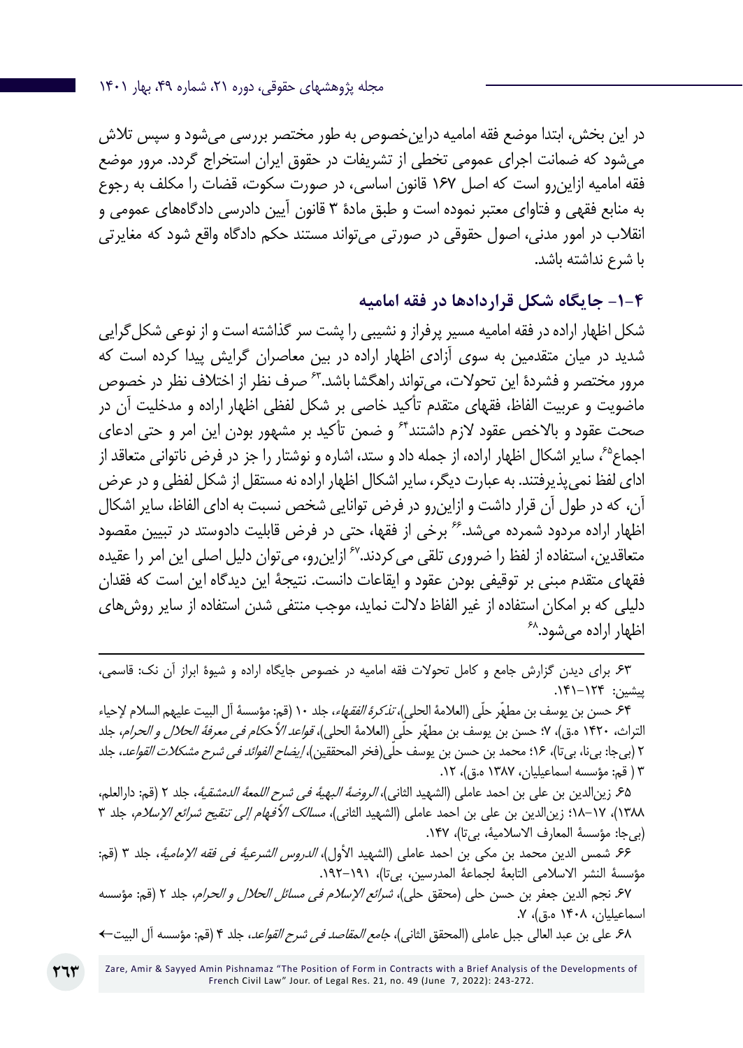در این بخش، ابتدا موضع فقه امامیه دراین‌خصوص به طور مختصر بررسی می‌شود و سپس تلاش می‌شود که ضمانت اجرای عمومی تخطی از تشریفات در حقوق ایران استخراج گردد. مرور موضع فقه امامیه ازاین‌رو است که اصل ۱۶۷ قانون اساسی، در صورت سکوت، قضات را مکلف به رجوع به منابع فقهی و فتاوای معتبر نموده است و طبق مادهٔ ۳ قانون آیین دادرسی دادگاه‌های عمومی و انقلاب در امور مدنی، اصول حقوقی در صورتی می‌تواند مستند حکم دادگاه واقع شود که مغایرتی با شرع نداشته باشد.

### ۴-۱- جایگاه شکل قراردادها در فقه امامیه

شکل اظهار اراده در فقه امامیه مسیر پرفراز و نشیبی را پشت سر گذاشته است و از نوعی شکل‌گرایی شدید در میان متقدمین به سوی آزادی اظهار اراده در بین معاصران گرایش پیدا کرده است که مرور مختصر و فشردهٔ این تحولات، می‌تواند راهگشا باشد.[۶۳] صرف نظر از اختلاف نظر در خصوص ماضویت و عربیت الفاظ، فقهای متقدم تأکید خاصی بر شکل لفظی اظهار اراده و مدخلیت آن در صحت عقود و بالاخص عقود لازم داشتند[۶۴] و ضمن تأکید بر مشهور بودن این امر و حتی ادعای اجماع[۶۵]، سایر اشکال اظهار اراده، از جمله داد و ستد، اشاره و نوشتار را جز در فرض ناتوانی متعاقد از ادای لفظ نمی‌پذیرفتند. به عبارت دیگر، سایر اشکال اظهار اراده نه مستقل از شکل لفظی و در عرض آن، که در طول آن قرار داشت و ازاین‌رو در فرض توانایی شخص نسبت به ادای الفاظ، سایر اشکال اظهار اراده مردود شمرده می‌شد.[۶۶] برخی از فقها، حتی در فرض قابلیت دادوستد در تبیین مقصود متعاقدین، استفاده از لفظ را ضروری تلقی می‌کردند.[۶۷] ازاین‌رو، می‌توان دلیل اصلی این امر را عقیده فقهای متقدم مبنی بر توقیفی بودن عقود و ایقاعات دانست. نتیجهٔ این دیدگاه این است که فقدان دلیلی که بر امکان استفاده از غیر الفاظ دلالت نماید، موجب منتفی شدن استفاده از سایر روش‌های اظهار اراده می‌شود.[۶۸]

---

۶۳. برای دیدن گزارش جامع و کامل تحولات فقه امامیه در خصوص جایگاه اراده و شیوهٔ ابراز آن نک: قاسمی، پیشین: ۱۲۴-۱۴۱.

۶۴. حسن بن یوسف بن مطهّر حلّی (العلامهٔ الحلی)، *تذکرهٔ الفقهاء*، جلد ۱۰ (قم: مؤسسهٔ آل البیت علیهم السلام لإحیاء التراث، ۱۴۲۰ ه.ق)، ۷؛ حسن بن یوسف بن مطهّر حلّی (العلامهٔ الحلی)، *قواعد الأحکام فی معرفهٔ الحلال و الحرام*، جلد ۲ (بی‌جا: بی‌نا، بی‌تا)، ۱۶؛ محمد بن حسن بن یوسف حلّی(فخر المحققین)، *إیضاح الفوائد فی شرح مشکلات القواعد*، جلد ۳ ( قم: مؤسسه اسماعیلیان، ۱۳۸۷ ه.ق)، ۱۲.

۶۵. زین‌الدین بن علی بن احمد عاملی (الشهید الثانی)، *الروضهٔ البهیهٔ فی شرح اللمعهٔ الدمشقیهٔ*، جلد ۲ (قم: دارالعلم، ۱۳۸۸)، ۱۷-۱۸؛ زین‌الدین بن علی بن احمد عاملی (الشهید الثانی)، *مسالک الأفهام إلی تنقیح شرائع الإسلام*، جلد ۳ (بی‌جا: مؤسسهٔ المعارف الاسلامیهٔ، بی‌تا)، ۱۴۷.

۶۶. شمس الدین محمد بن مکی بن احمد عاملی (الشهید الأول)، *الدروس الشرعیهٔ فی فقه الإمامیهٔ*، جلد ۳ (قم: مؤسسهٔ النشر الاسلامی التابعهٔ لجماعهٔ المدرسین، بی‌تا)، ۱۹۱-۱۹۲.

۶۷. نجم الدین جعفر بن حسن حلی (محقق حلی)، *شرائع الإسلام فی مسائل الحلال و الحرام*، جلد ۲ (قم: مؤسسه اسماعیلیان، ۱۴۰۸ ه.ق)، ۷.

۶۸. علی بن عبد العالی جبل عاملی (المحقق الثانی)، *جامع المقاصد فی شرح القواعد*، جلد ۴ (قم: مؤسسه آل البیت←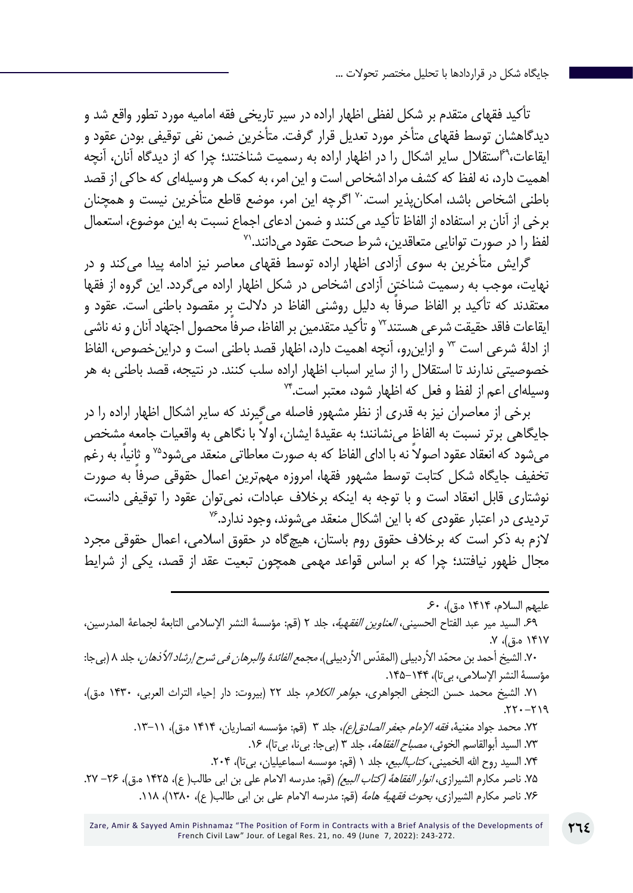تأکید فقهای متقدم بر شکل لفظی اظهار اراده در سیر تاریخی فقه امامیه مورد تطور واقع شد و دیدگاهشان توسط فقهای متأخر مورد تعدیل قرار گرفت. متأخرین ضمن نفی توقیفی بودن عقود و ایقاعات،[۶۹] استقلال سایر اشکال را در اظهار اراده به رسمیت شناختند؛ چرا که از دیدگاه آنان، آنچه اهمیت دارد، نه لفظ که کشف مراد اشخاص است و این امر، به کمک هر وسیله‌ای که حاکی از قصد باطنی اشخاص باشد، امکان‌پذیر است.[۷۰] اگرچه این امر، موضع قاطع متأخرین نیست و همچنان برخی از آنان بر استفاده از الفاظ تأکید می‌کنند و ضمن ادعای اجماع نسبت به این موضوع، استعمال لفظ را در صورت توانایی متعاقدین، شرط صحت عقود می‌دانند.[۷۱]

گرایش متأخرین به سوی آزادی اظهار اراده توسط فقهای معاصر نیز ادامه پیدا می‌کند و در نهایت، موجب به رسمیت شناختن آزادی اشخاص در شکل اظهار اراده می‌گردد. این گروه از فقها معتقدند که تأکید بر الفاظ صرفاً به دلیل روشنی الفاظ در دلالت بر مقصود باطنی است. عقود و ایقاعات فاقد حقیقت شرعی هستند[۷۲] و تأکید متقدمین بر الفاظ، صرفاً محصول اجتهاد آنان و نه ناشی از ادلهٔ شرعی است [۷۳] و ازاین‌رو، آنچه اهمیت دارد، اظهار قصد باطنی است و دراین‌خصوص، الفاظ خصوصیتی ندارند تا استقلال را از سایر اسباب اظهار اراده سلب کنند. در نتیجه، قصد باطنی به هر وسیله‌ای اعم از لفظ و فعل که اظهار شود، معتبر است.[۷۴]

برخی از معاصران نیز به قدری از نظر مشهور فاصله می‌گیرند که سایر اشکال اظهار اراده را در جایگاهی برتر نسبت به الفاظ می‌نشانند؛ به عقیدهٔ ایشان، اولاً با نگاهی به واقعیات جامعه مشخص می‌شود که انعقاد عقود اصولاً نه با ادای الفاظ که به صورت معاطاتی منعقد می‌شود[۷۵] و ثانیاً، به رغم تخفیف جایگاه شکل کتابت توسط مشهور فقها، امروزه مهم‌ترین اعمال حقوقی صرفاً به صورت نوشتاری قابل انعقاد است و با توجه به اینکه برخلاف عبادات، نمی‌توان عقود را توقیفی دانست، تردیدی در اعتبار عقودی که با این اشکال منعقد می‌شوند، وجود ندارد.[۷۶]

لازم به ذکر است که برخلاف حقوق روم باستان، هیچ‌گاه در حقوق اسلامی، اعمال حقوقی مجرد مجال ظهور نیافتند؛ چرا که بر اساس قواعد مهمی همچون تبعیت عقد از قصد، یکی از شرایط

---

علیهم السلام، ۱۴۱۴ ه.ق)، ۶۰.

۶۹. السید میر عبد الفتاح الحسینی، *العناوین الفقهیة*، جلد ۲ (قم: مؤسسة النشر الإسلامی التابعة لجماعة المدرسین، ۱۴۱۷ ه.ق)، ۷.

۷۰. الشیخ أحمد بن محمّد الأردبیلی (المقدّس الأردبیلی)، *مجمع الفائدة والبرهان فی شرح إرشاد الأذهان*، جلد ۸ (بی‌جا: مؤسسة النشر الإسلامی، بی‌تا)، ۱۴۴–۱۴۵.

۷۱. الشیخ محمد حسن النجفی الجواهری، *جواهر الکلام*، جلد ۲۲ (بیروت: دار إحیاء التراث العربی، ۱۴۳۰ ه.ق)، ۲۱۹–۲۲۰.

۷۲. محمد جواد مغنیة، *فقه الإمام جعفر الصادق(ع)*، جلد ۳ (قم: مؤسسه انصاریان، ۱۴۱۴ ه.ق)، ۱۱–۱۳.

۷۳. السید أبوالقاسم الخوئی، *مصباح الفقاهة*، جلد ۳ (بی‌جا: بی‌نا، بی‌تا)، ۱۶.

۷۴. السید روح الله الخمینی، *کتاب‌البیع*، جلد ۱ (قم: موسسه اسماعیلیان، بی‌تا)، ۲۰۴.

۷۵. ناصر مکارم الشیرازی، *انوار الفقاهة (کتاب البیع)* (قم: مدرسه الامام علی بن ابی طالب( ع)، ۱۴۲۵ ه.ق)، ۲۶– ۲۷.

۷۶. ناصر مکارم الشیرازی، *بحوث فقهیة هامة* (قم: مدرسه الامام علی بن ابی طالب( ع)، ۱۳۸۰)، ۱۱۸.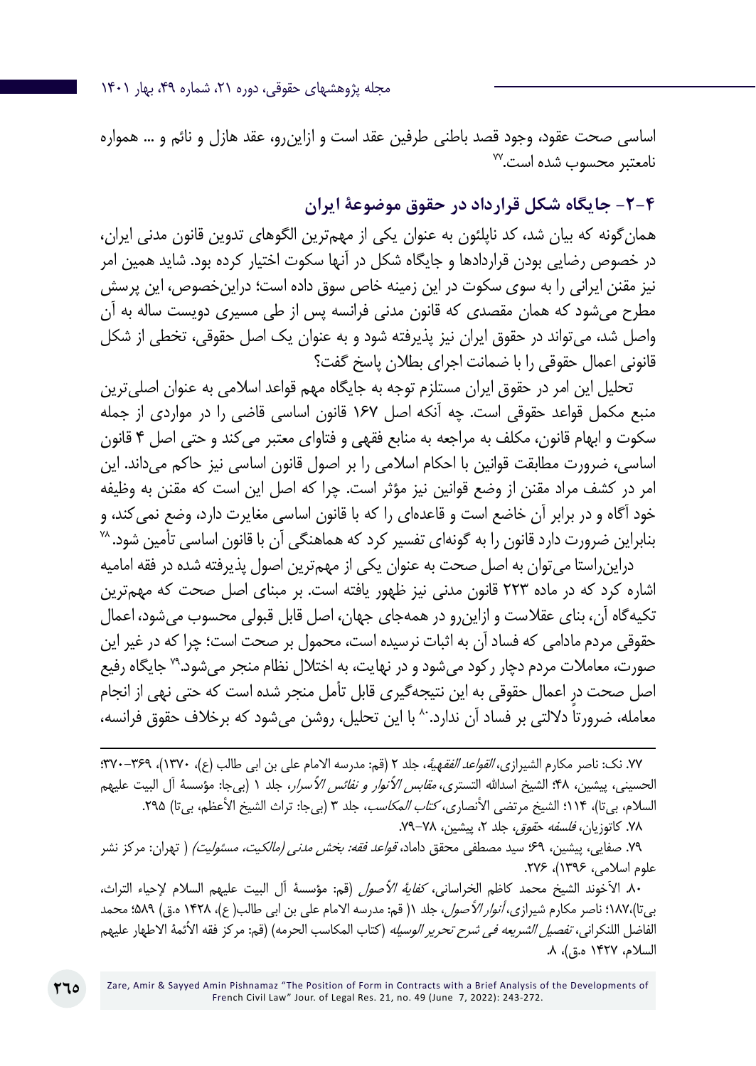اساسی صحت عقود، وجود قصد باطنی طرفین عقد است و ازاین‌رو، عقد هازل و نائم و ... همواره نامعتبر محسوب شده است.[77]

## ۴-۲- جایگاه شکل قرارداد در حقوق موضوعهٔ ایران

همان‌گونه که بیان شد، کد ناپلئون به عنوان یکی از مهم‌ترین الگوهای تدوین قانون مدنی ایران، در خصوص رضایی بودن قراردادها و جایگاه شکل در آنها سکوت اختیار کرده بود. شاید همین امر نیز مقنن ایرانی را به سوی سکوت در این زمینه خاص سوق داده است؛ دراین‌خصوص، این پرسش مطرح می‌شود که همان مقصدی که قانون مدنی فرانسه پس از طی مسیری دویست ساله به آن واصل شد، می‌تواند در حقوق ایران نیز پذیرفته شود و به عنوان یک اصل حقوقی، تخطی از شکل قانونی اعمال حقوقی را با ضمانت اجرای بطلان پاسخ گفت؟

تحلیل این امر در حقوق ایران مستلزم توجه به جایگاه مهم قواعد اسلامی به عنوان اصلی‌ترین منبع مکمل قواعد حقوقی است. چه آنکه اصل ۱۶۷ قانون اساسی قاضی را در مواردی از جمله سکوت و ابهام قانون، مکلف به مراجعه به منابع فقهی و فتاوای معتبر می‌کند و حتی اصل ۴ قانون اساسی، ضرورت مطابقت قوانین با احکام اسلامی را بر اصول قانون اساسی نیز حاکم می‌داند. این امر در کشف مراد مقنن از وضع قوانین نیز مؤثر است. چرا که اصل این است که مقنن به وظیفه خود آگاه و در برابر آن خاضع است و قاعده‌ای را که با قانون اساسی مغایرت دارد، وضع نمی‌کند، و بنابراین ضرورت دارد قانون را به گونه‌ای تفسیر کرد که هماهنگی آن با قانون اساسی تأمین شود.[78]

دراین‌راستا می‌توان به اصل صحت به عنوان یکی از مهم‌ترین اصول پذیرفته شده در فقه امامیه اشاره کرد که در ماده ۲۲۳ قانون مدنی نیز ظهور یافته است. بر مبنای اصل صحت که مهم‌ترین تکیه‌گاه آن، بنای عقلاست و ازاین‌رو در همه‌جای جهان، اصل قابل قبولی محسوب می‌شود، اعمال حقوقی مردم مادامی که فساد آن به اثبات نرسیده است، محمول بر صحت است؛ چرا که در غیر این صورت، معاملات مردم دچار رکود می‌شود و در نهایت، به اختلال نظام منجر می‌شود.[79] جایگاه رفیع اصل صحت در اعمال حقوقی به این نتیجه‌گیری قابل تأمل منجر شده است که حتی نهی از انجام معامله، ضرورتاً دلالتی بر فساد آن ندارد.[80] با این تحلیل، روشن می‌شود که برخلاف حقوق فرانسه،

---

۷۷. نک: ناصر مکارم الشیرازی، *القواعد الفقهیهٔ*، جلد ۲ (قم: مدرسه الامام علی بن ابی طالب (ع)، ۱۳۷۰)، ۳۶۹-۳۷۰؛ الحسینی، پیشین، ۴۸؛ الشیخ اسدالله التستری، *مقابس الأنوار و نفائس الأسرار*، جلد ۱ (بی‌جا: مؤسسهٔ آل البیت علیهم السلام، بی‌تا)، ۱۱۴؛ الشیخ مرتضی الأنصاری، *کتاب المکاسب*، جلد ۳ (بی‌جا: تراث الشیخ الأعظم، بی‌تا) ۲۹۵.

۷۸. کاتوزیان، *فلسفه حقوق*، جلد ۲، پیشین، ۷۸-۷۹.

۷۹. صفایی، پیشین، ۶۹؛ سید مصطفی محقق داماد، *قواعد فقه: بخش مدنی (مالکیت، مسئولیت)* ( تهران: مرکز نشر علوم اسلامی، ۱۳۹۶)، ۲۷۶.

۸۰. الآخوند الشیخ محمد کاظم الخراسانی، *کفایهٔ الأصول* (قم: مؤسسهٔ آل البیت علیهم السلام لإحیاء التراث، بی‌تا)،۱۸۷؛ ناصر مکارم شیرازی، *أنوار الأصول*، جلد ۱( قم: مدرسه الامام علی بن ابی طالب( ع)، ۱۴۲۸ ه.ق)، ۵۸۹؛ محمد الفاضل اللنکرانی، *تفصیل الشریعه فی شرح تحریر الوسیله* (کتاب المکاسب الحرمه) (قم: مرکز فقه الأئمهٔ الاطهار علیهم السلام، ۱۴۲۷ ه.ق)، ۸.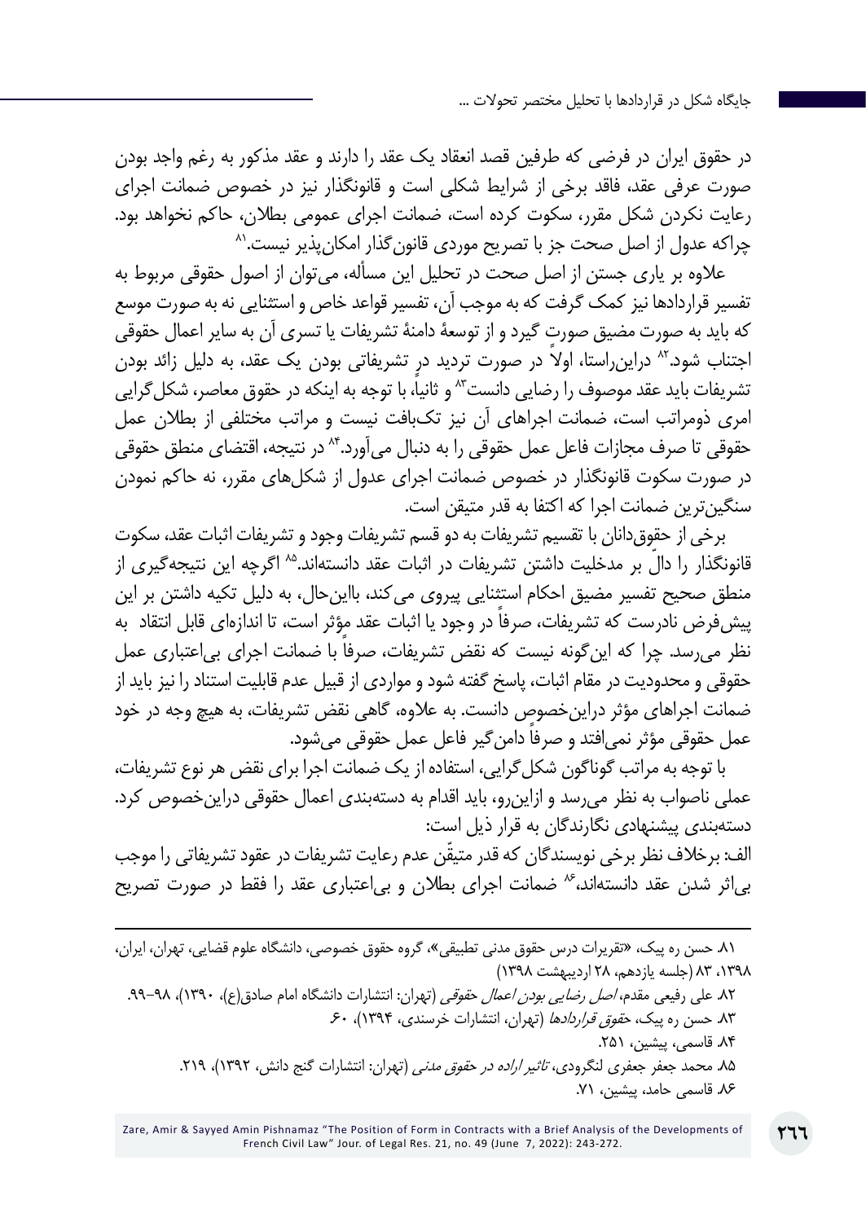در حقوق ایران در فرضی که طرفین قصد انعقاد یک عقد را دارند و عقد مذکور به رغم واجد بودن صورت عرفی عقد، فاقد برخی از شرایط شکلی است و قانونگذار نیز در خصوص ضمانت اجرای رعایت نکردن شکل مقرر، سکوت کرده است، ضمانت اجرای عمومی بطلان، حاکم نخواهد بود. چراکه عدول از اصل صحت جز با تصریح موردی قانون‌گذار امکان‌پذیر نیست.[۸۱]

علاوه بر یاری جستن از اصل صحت در تحلیل این مسأله، می‌توان از اصول حقوقی مربوط به تفسیر قراردادها نیز کمک گرفت که به موجب آن، تفسیر قواعد خاص و استثنایی نه به صورت موسع که باید به صورت مضیق صورت گیرد و از توسعهٔ دامنهٔ تشریفات یا تسری آن به سایر اعمال حقوقی اجتناب شود.[۸۲] دراین‌راستا، اولاً در صورت تردید در تشریفاتی بودن یک عقد، به دلیل زائد بودن تشریفات باید عقد موصوف را رضایی دانست[۸۳] و ثانیاً، با توجه به اینکه در حقوق معاصر، شکل‌گرایی امری ذومراتب است، ضمانت اجراهای آن نیز تک‌بافت نیست و مراتب مختلفی از بطلان عمل حقوقی تا صرف مجازات فاعل عمل حقوقی را به دنبال می‌آورد.[۸۴] در نتیجه، اقتضای منطق حقوقی در صورت سکوت قانونگذار در خصوص ضمانت اجرای عدول از شکل‌های مقرر، نه حاکم نمودن سنگین‌ترین ضمانت اجرا که اکتفا به قدر متیقن است.

برخی از حقوق‌دانان با تقسیم تشریفات به دو قسم تشریفات وجود و تشریفات اثبات عقد، سکوت قانونگذار را دالّ بر مدخلیت داشتن تشریفات در اثبات عقد دانسته‌اند.[۸۵] اگرچه این نتیجه‌گیری از منطق صحیح تفسیر مضیق احکام استثنایی پیروی می‌کند، بااین‌حال، به دلیل تکیه داشتن بر این پیش‌فرض نادرست که تشریفات، صرفاً در وجود یا اثبات عقد مؤثر است، تا اندازه‌ای قابل انتقاد به نظر می‌رسد. چرا که این‌گونه نیست که نقض تشریفات، صرفاً با ضمانت اجرای بی‌اعتباری عمل حقوقی و محدودیت در مقام اثبات، پاسخ گفته شود و مواردی از قبیل عدم قابلیت استناد را نیز باید از ضمانت اجراهای مؤثر دراین‌خصوص دانست. به علاوه، گاهی نقض تشریفات، به هیچ وجه در خود عمل حقوقی مؤثر نمی‌افتد و صرفاً دامن‌گیر فاعل عمل حقوقی می‌شود.

با توجه به مراتب گوناگون شکل‌گرایی، استفاده از یک ضمانت اجرا برای نقض هر نوع تشریفات، عملی ناصواب به نظر می‌رسد و ازاین‌رو، باید اقدام به دسته‌بندی اعمال حقوقی دراین‌خصوص کرد. دسته‌بندی پیشنهادی نگارندگان به قرار ذیل است:

الف: برخلاف نظر برخی نویسندگان که قدر متیقّن عدم رعایت تشریفات در عقود تشریفاتی را موجب بی‌اثر شدن عقد دانسته‌اند،[۸۶] ضمانت اجرای بطلان و بی‌اعتباری عقد را فقط در صورت تصریح

---

۸۱. حسن ره پیک، «تقریرات درس حقوق مدنی تطبیقی»، گروه حقوق خصوصی، دانشگاه علوم قضایی، تهران، ایران، ۱۳۹۸، ۸۳ (جلسه یازدهم، ۲۸ اردیبهشت ۱۳۹۸)

۸۲. علی رفیعی مقدم، *اصل رضایی بودن اعمال حقوقی* (تهران: انتشارات دانشگاه امام صادق(ع)، ۱۳۹۰)، ۹۸-۹۹.

۸۳. حسن ره پیک، *حقوق قراردادها* (تهران، انتشارات خرسندی، ۱۳۹۴)، ۶۰.

۸۴. قاسمی، پیشین، ۲۵۱.

۸۵. محمد جعفر جعفری لنگرودی، *تاثیر اراده در حقوق مدنی* (تهران: انتشارات گنج دانش، ۱۳۹۲)، ۲۱۹.

۸۶. قاسمی حامد، پیشین، ۷۱.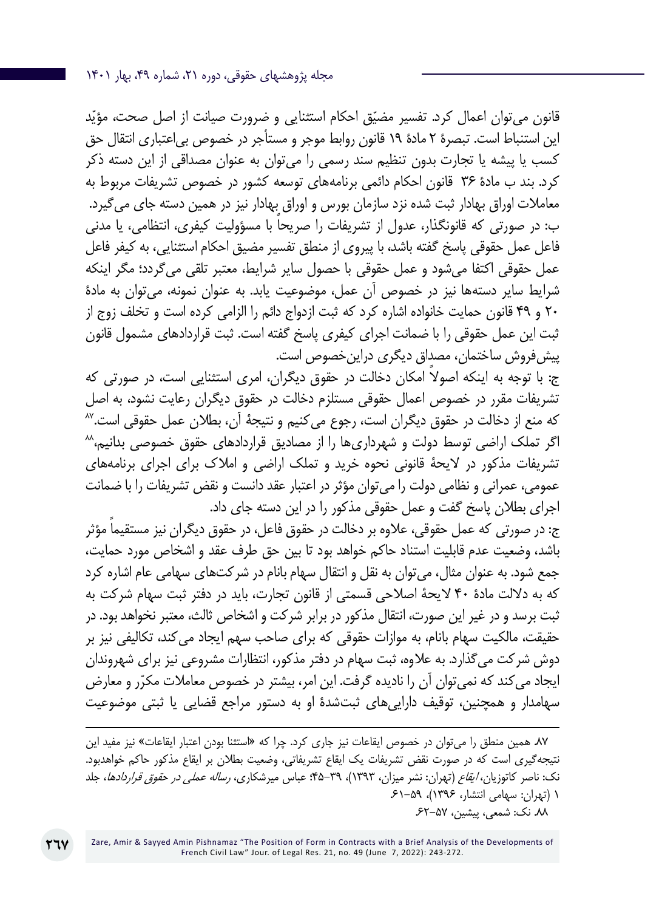قانون می‌توان اعمال کرد. تفسیر مضیّق احکام استثنایی و ضرورت صیانت از اصل صحت، مؤیّد این استنباط است. تبصرهٔ ۲ مادهٔ ۱۹ قانون روابط موجر و مستأجر در خصوص بی‌اعتباری انتقال حق کسب یا پیشه یا تجارت بدون تنظیم سند رسمی را می‌توان به عنوان مصداقی از این دسته ذکر کرد. بند ب مادهٔ ۳۶ قانون احکام دائمی برنامه‌های توسعه کشور در خصوص تشریفات مربوط به معاملات اوراق بهادار ثبت شده نزد سازمان بورس و اوراق بهادار نیز در همین دسته جای می‌گیرد.

ب: در صورتی که قانونگذار، عدول از تشریفات را صریحاً با مسؤولیت کیفری، انتظامی، یا مدنی فاعل عمل حقوقی پاسخ گفته باشد، با پیروی از منطق تفسیر مضیق احکام استثنایی، به کیفر فاعل عمل حقوقی اکتفا می‌شود و عمل حقوقی با حصول سایر شرایط، معتبر تلقی می‌گردد؛ مگر اینکه شرایط سایر دسته‌ها نیز در خصوص آن عمل، موضوعیت یابد. به عنوان نمونه، می‌توان به مادهٔ ۲۰ و ۴۹ قانون حمایت خانواده اشاره کرد که ثبت ازدواج دائم را الزامی کرده است و تخلف زوج از ثبت این عمل حقوقی را با ضمانت اجرای کیفری پاسخ گفته است. ثبت قراردادهای مشمول قانون پیش‌فروش ساختمان، مصداق دیگری دراین‌خصوص است.

ج: با توجه به اینکه اصولاً امکان دخالت در حقوق دیگران، امری استثنایی است، در صورتی که تشریفات مقرر در خصوص اعمال حقوقی مستلزم دخالت در حقوق دیگران رعایت نشود، به اصل که منع از دخالت در حقوق دیگران است، رجوع می‌کنیم و نتیجهٔ آن، بطلان عمل حقوقی است.[87] اگر تملک اراضی توسط دولت و شهرداری‌ها را از مصادیق قراردادهای حقوق خصوصی بدانیم،[88] تشریفات مذکور در لایحهٔ قانونی نحوه خرید و تملک اراضی و املاک برای اجرای برنامه‌های عمومی، عمرانی و نظامی دولت را می‌توان مؤثر در اعتبار عقد دانست و نقض تشریفات را با ضمانت اجرای بطلان پاسخ گفت و عمل حقوقی مذکور را در این دسته جای داد.

ج: در صورتی که عمل حقوقی، علاوه بر دخالت در حقوق فاعل، در حقوق دیگران نیز مستقیماً مؤثر باشد، وضعیت عدم قابلیت استناد حاکم خواهد بود تا بین حق طرف عقد و اشخاص مورد حمایت، جمع شود. به عنوان مثال، می‌توان به نقل و انتقال سهام بانام در شرکت‌های سهامی عام اشاره کرد که به دلالت مادهٔ ۴۰ لایحهٔ اصلاحی قسمتی از قانون تجارت، باید در دفتر ثبت سهام شرکت به ثبت برسد و در غیر این صورت، انتقال مذکور در برابر شرکت و اشخاص ثالث، معتبر نخواهد بود. در حقیقت، مالکیت سهام بانام، به موازات حقوقی که برای صاحب سهم ایجاد می‌کند، تکالیفی نیز بر دوش شرکت می‌گذارد. به علاوه، ثبت سهام در دفتر مذکور، انتظارات مشروعی نیز برای شهروندان ایجاد می‌کند که نمی‌توان آن را نادیده گرفت. این امر، بیشتر در خصوص معاملات مکرّر و معارض سهامدار و همچنین، توقیف دارایی‌های ثبت‌شدهٔ او به دستور مراجع قضایی یا ثبتی موضوعیت

---

۸۷. همین منطق را می‌توان در خصوص ایقاعات نیز جاری کرد. چرا که «استثنا بودن اعتبار ایقاعات» نیز مفید این نتیجه‌گیری است که در صورت نقض تشریفات یک ایقاع تشریفاتی، وضعیت بطلان بر ایقاع مذکور حاکم خواهدبود. نک: ناصر کاتوزیان، *ایقاع* (تهران: نشر میزان، ۱۳۹۳)، ۳۹–۴۵؛ عباس میرشکاری، *رساله عملی در حقوق قراردادها*، جلد ۱ (تهران: سهامی انتشار، ۱۳۹۶)، ۵۹–۶۱.

۸۸. نک: شمعی، پیشین، ۵۷–۶۲.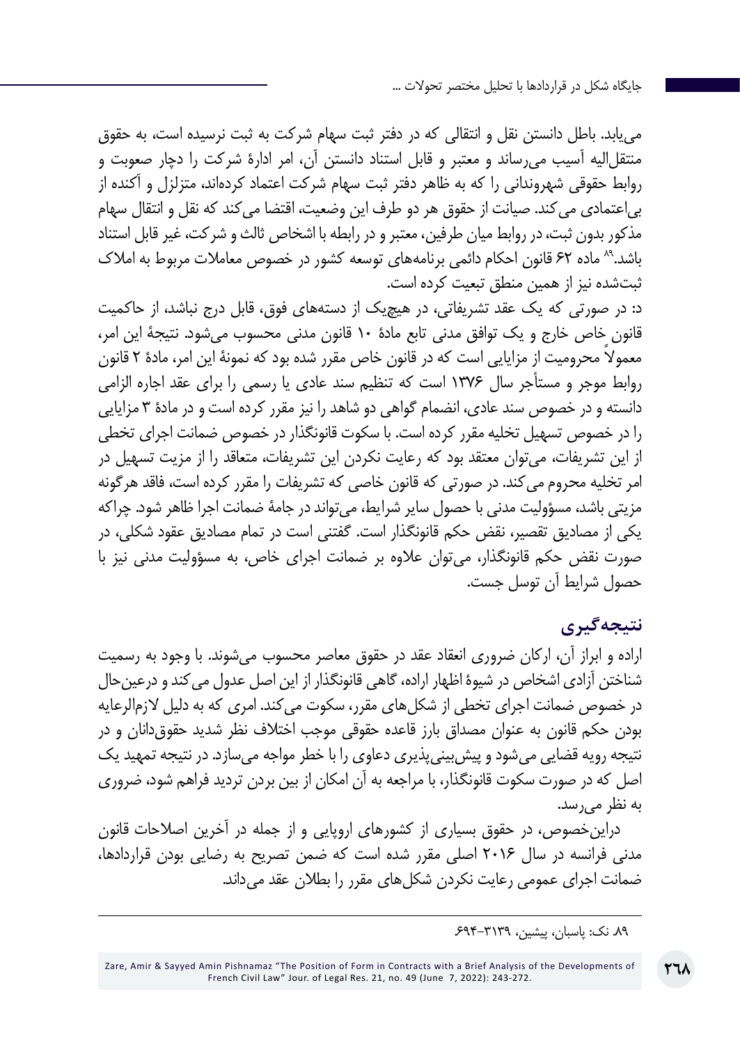می‌یابد. باطل دانستن نقل و انتقالی که در دفتر ثبت سهام شرکت به ثبت نرسیده است، به حقوق منتقل‌الیه آسیب می‌رساند و معتبر و قابل استناد دانستن آن، امر ادارهٔ شرکت را دچار صعوبت و روابط حقوقی شهروندانی را که به ظاهر دفتر ثبت سهام شرکت اعتماد کرده‌اند، متزلزل و آکنده از بی‌اعتمادی می‌کند. صیانت از حقوق هر دو طرف این وضعیت، اقتضا می‌کند که نقل و انتقال سهام مذکور بدون ثبت، در روابط میان طرفین، معتبر و در رابطه با اشخاص ثالث و شرکت، غیر قابل استناد باشد.[89] ماده ۶۲ قانون احکام دائمی برنامه‌های توسعه کشور در خصوص معاملات مربوط به املاک ثبت‌شده نیز از همین منطق تبعیت کرده است.

د: در صورتی که یک عقد تشریفاتی، در هیچ‌یک از دسته‌های فوق، قابل درج نباشد، از حاکمیت قانون خاص خارج و یک توافق مدنی تابع مادهٔ ۱۰ قانون مدنی محسوب می‌شود. نتیجهٔ این امر، معمولاً محرومیت از مزایایی است که در قانون خاص مقرر شده بود که نمونهٔ این امر، مادهٔ ۲ قانون روابط موجر و مستأجر سال ۱۳۷۶ است که تنظیم سند عادی یا رسمی را برای عقد اجاره الزامی دانسته و در خصوص سند عادی، انضمام گواهی دو شاهد را نیز مقرر کرده است و در مادهٔ ۳ مزایایی را در خصوص تسهیل تخلیه مقرر کرده است. با سکوت قانونگذار در خصوص ضمانت اجرای تخطی از این تشریفات، می‌توان معتقد بود که رعایت نکردن این تشریفات، متعاقد را از مزیت تسهیل در امر تخلیه محروم می‌کند. در صورتی که قانون خاصی که تشریفات را مقرر کرده است، فاقد هرگونه مزیتی باشد، مسؤولیت مدنی با حصول سایر شرایط، می‌تواند در جامهٔ ضمانت اجرا ظاهر شود. چراکه یکی از مصادیق تقصیر، نقض حکم قانونگذار است. گفتنی است در تمام مصادیق عقود شکلی، در صورت نقض حکم قانونگذار، می‌توان علاوه بر ضمانت اجرای خاص، به مسؤولیت مدنی نیز با حصول شرایط آن توسل جست.

## نتیجه‌گیری

اراده و ابراز آن، ارکان ضروری انعقاد عقد در حقوق معاصر محسوب می‌شوند. با وجود به رسمیت شناختن آزادی اشخاص در شیوهٔ اظهار اراده، گاهی قانونگذار از این اصل عدول می‌کند و درعین‌حال در خصوص ضمانت اجرای تخطی از شکل‌های مقرر، سکوت می‌کند. امری که به دلیل لازم‌الرعایه بودن حکم قانون به عنوان مصداق بارز قاعده حقوقی موجب اختلاف نظر شدید حقوقدانان و در نتیجه رویه قضایی می‌شود و پیش‌بینی‌پذیری دعاوی را با خطر مواجه می‌سازد. در نتیجه تمهید یک اصل که در صورت سکوت قانونگذار، با مراجعه به آن امکان از بین بردن تردید فراهم شود، ضروری به نظر می‌رسد.

دراین‌خصوص، در حقوق بسیاری از کشورهای اروپایی و از جمله در آخرین اصلاحات قانون مدنی فرانسه در سال ۲۰۱۶ اصلی مقرر شده است که ضمن تصریح به رضایی بودن قراردادها، ضمانت اجرای عمومی رعایت نکردن شکل‌های مقرر را بطلان عقد می‌داند.

---

۸۹. نک: پاسبان، پیشین، ۳۱۳۹-۶۹۴.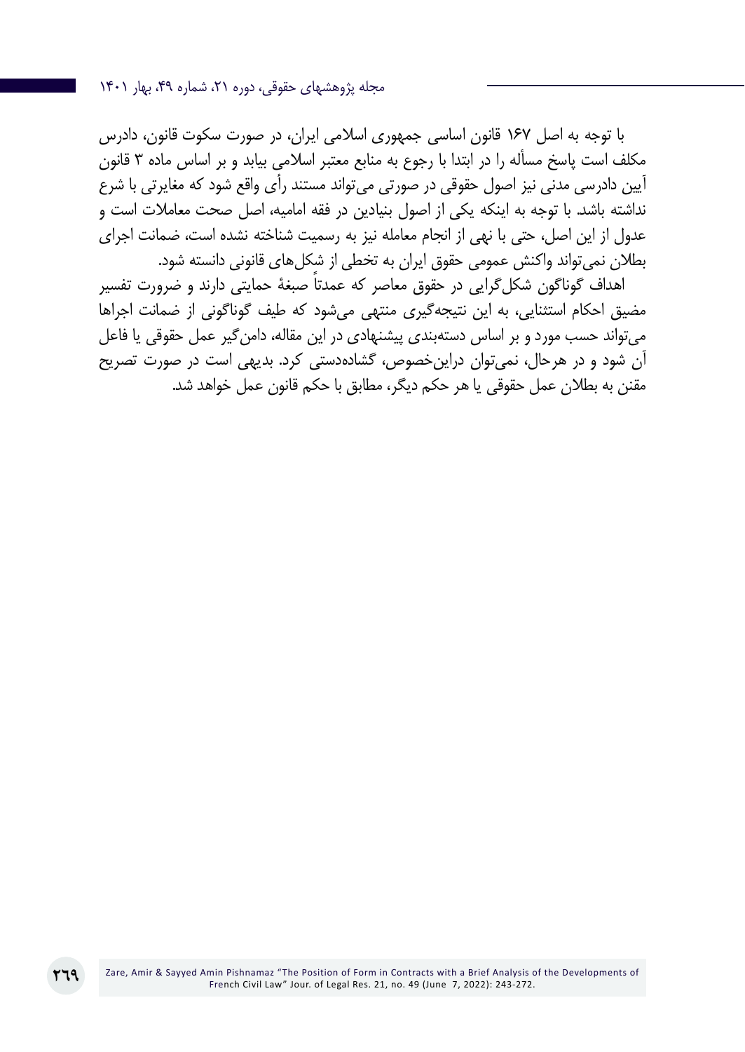با توجه به اصل ۱۶۷ قانون اساسی جمهوری اسلامی ایران، در صورت سکوت قانون، دادرس مکلف است پاسخ مسأله را در ابتدا با رجوع به منابع معتبر اسلامی بیابد و بر اساس ماده ۳ قانون آیین دادرسی مدنی نیز اصول حقوقی در صورتی می‌تواند مستند رأی واقع شود که مغایرتی با شرع نداشته باشد. با توجه به اینکه یکی از اصول بنیادین در فقه امامیه، اصل صحت معاملات است و عدول از این اصل، حتی با نهی از انجام معامله نیز به رسمیت شناخته نشده است، ضمانت اجرای بطلان نمی‌تواند واکنش عمومی حقوق ایران به تخطی از شکل‌های قانونی دانسته شود.

اهداف گوناگون شکل‌گرایی در حقوق معاصر که عمدتاً صبغهٔ حمایتی دارند و ضرورت تفسیر مضیق احکام استثنایی، به این نتیجه‌گیری منتهی می‌شود که طیف گوناگونی از ضمانت اجراها می‌تواند حسب مورد و بر اساس دسته‌بندی پیشنهادی در این مقاله، دامن‌گیر عمل حقوقی یا فاعل آن شود و در هرحال، نمی‌توان دراین‌خصوص، گشاده‌دستی کرد. بدیهی است در صورت تصریح مقنن به بطلان عمل حقوقی یا هر حکم دیگر، مطابق با حکم قانون عمل خواهد شد.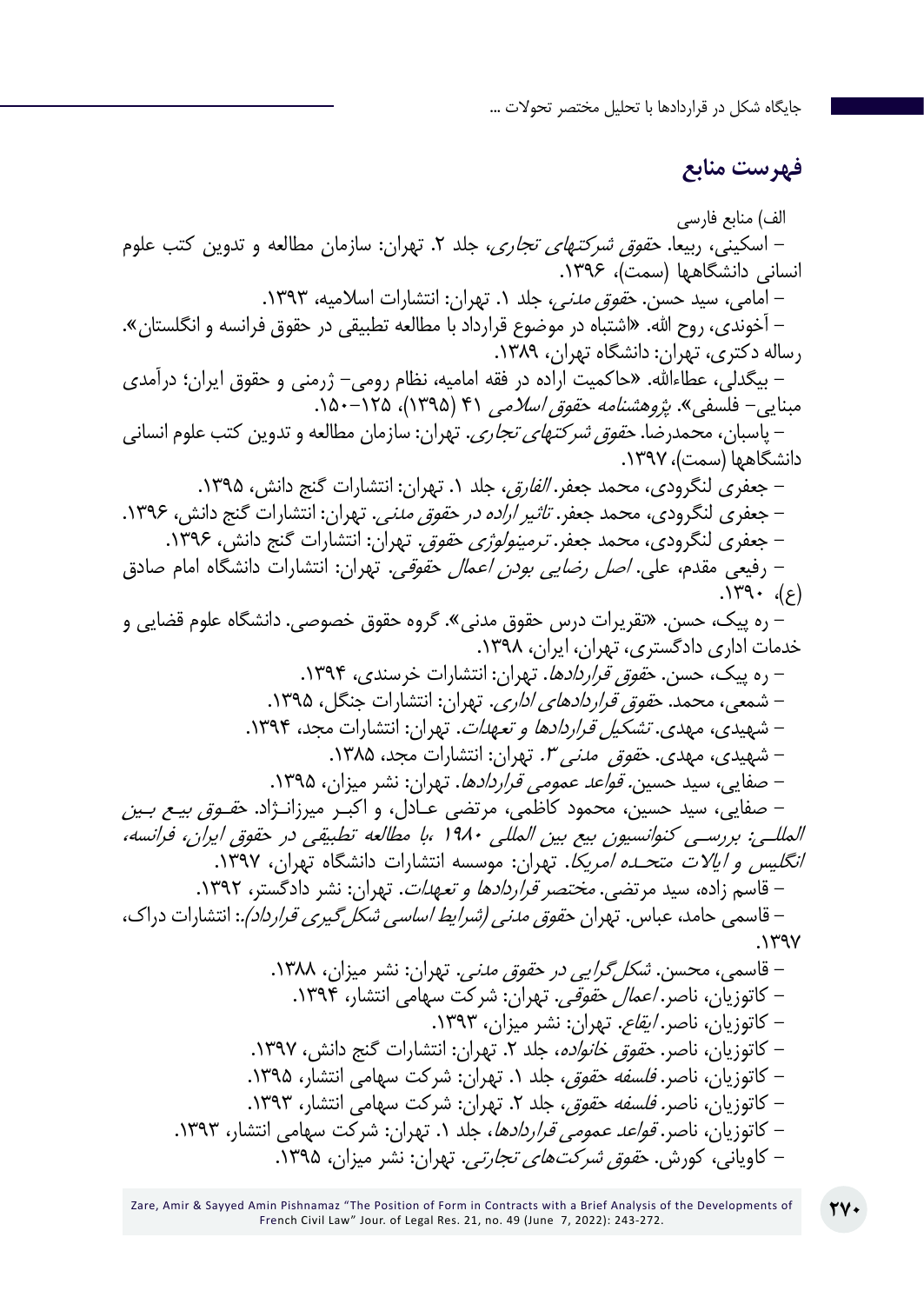## فهرست منابع

الف) منابع فارسی

– اسکینی، ربیعا. *حقوق شرکتهای تجاری*، جلد ۲. تهران: سازمان مطالعه و تدوین کتب علوم انسانی دانشگاهها (سمت)، ۱۳۹۶.

– امامی، سید حسن. *حقوق مدنی*، جلد ۱. تهران: انتشارات اسلامیه، ۱۳۹۳.

– آخوندی، روح الله. «اشتباه در موضوع قرارداد با مطالعه تطبیقی در حقوق فرانسه و انگلستان». رساله دکتری، تهران: دانشگاه تهران، ۱۳۸۹.

– بیگدلی، عطاءالله. «حاکمیت اراده در فقه امامیه، نظام رومی– ژرمنی و حقوق ایران؛ درآمدی مبنایی– فلسفی». *پژوهشنامه حقوق اسلامی* ۴۱ (۱۳۹۵)، ۱۲۵–۱۵۰.

– پاسبان، محمدرضا. *حقوق شرکتهای تجاری*. تهران: سازمان مطالعه و تدوین کتب علوم انسانی دانشگاهها (سمت)، ۱۳۹۷.

– جعفری لنگرودی، محمد جعفر. *الفارق*، جلد ۱. تهران: انتشارات گنج دانش، ۱۳۹۵.

– جعفری لنگرودی، محمد جعفر. *تاثیر اراده در حقوق مدنی*. تهران: انتشارات گنج دانش، ۱۳۹۶.

– جعفری لنگرودی، محمد جعفر. *ترمینولوژی حقوق*. تهران: انتشارات گنج دانش، ۱۳۹۶.

– رفیعی مقدم، علی. *اصل رضایی بودن اعمال حقوقی*. تهران: انتشارات دانشگاه امام صادق (ع)، ۱۳۹۰.

– ره پیک، حسن. «تقریرات درس حقوق مدنی». گروه حقوق خصوصی. دانشگاه علوم قضایی و خدمات اداری دادگستری، تهران، ایران، ۱۳۹۸.

– ره پیک، حسن. *حقوق قراردادها*. تهران: انتشارات خرسندی، ۱۳۹۴.

– شمعی، محمد. *حقوق قراردادهای اداری*. تهران: انتشارات جنگل، ۱۳۹۵.

– شهیدی، مهدی. *تشکیل قراردادها و تعهدات*. تهران: انتشارات مجد، ۱۳۹۴.

– شهیدی، مهدی. *حقوق مدنی ۳*. تهران: انتشارات مجد، ۱۳۸۵.

– صفایی، سید حسین. *قواعد عمومی قراردادها*. تهران: نشر میزان، ۱۳۹۵.

– صفایی، سید حسین، محمود کاظمی، مرتضی عـادل، و اکبـر میرزانـژاد. *حقـوق بیـع بیـن المللـی: بررسـی کنوانسیون بیع بین المللی ۱۹۸۰ ،با مطالعه تطبیقی در حقوق ایران، فرانسه، انگلیس و ایالات متحـده امریکا*. تهران: موسسه انتشارات دانشگاه تهران، ۱۳۹۷.

– قاسم زاده، سید مرتضی. *مختصر قراردادها و تعهدات*. تهران: نشر دادگستر، ۱۳۹۲.

– قاسمی حامد، عباس. تهران *حقوق مدنی (شرایط اساسی شکل گیری قرارداد)*.: انتشارات دراک، ۱۳۹۷.

– قاسمی، محسن. *شکل گرایی در حقوق مدنی*. تهران: نشر میزان، ۱۳۸۸.

– کاتوزیان، ناصر. *اعمال حقوقی*. تهران: شرکت سهامی انتشار، ۱۳۹۴.

– کاتوزیان، ناصر. *ایقاع*. تهران: نشر میزان، ۱۳۹۳.

– کاتوزیان، ناصر. *حقوق خانواده*، جلد ۲. تهران: انتشارات گنج دانش، ۱۳۹۷.

– کاتوزیان، ناصر. *فلسفه حقوق*، جلد ۱. تهران: شرکت سهامی انتشار، ۱۳۹۵.

– کاتوزیان، ناصر. *فلسفه حقوق*، جلد ۲. تهران: شرکت سهامی انتشار، ۱۳۹۳.

– کاتوزیان، ناصر. *قواعد عمومی قراردادها*، جلد ۱. تهران: شرکت سهامی انتشار، ۱۳۹۳.

– کاویانی، کورش. *حقوق شرکت‌های تجارتی*. تهران: نشر میزان، ۱۳۹۵.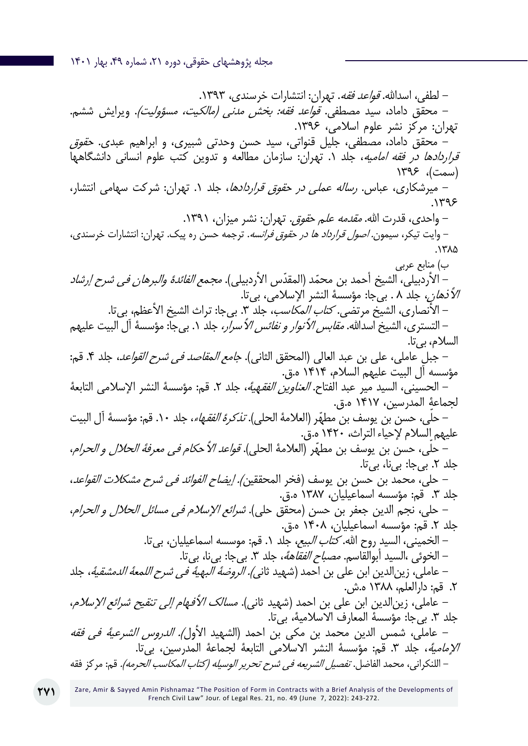– لطفی، اسدالله. *قواعد فقه*. تهران: انتشارات خرسندی، ۱۳۹۳.

– محقق داماد، سید مصطفی. *قواعد فقه: بخش مدنی (مالکیت، مسؤولیت)*. ویرایش ششم. تهران: مرکز نشر علوم اسلامی، ۱۳۹۶.

– محقق داماد، مصطفی، جلیل قنواتی، سید حسن وحدتی شبیری، و ابراهیم عبدی. *حقوق قراردادها در فقه امامیه*، جلد ۱. تهران: سازمان مطالعه و تدوین کتب علوم انسانی دانشگاهها (سمت)، ۱۳۹۶

– میرشکاری، عباس. *رساله عملی در حقوق قراردادها*، جلد ۱. تهران: شرکت سهامی انتشار، ۱۳۹۶.

– واحدی، قدرت الله. *مقدمه علم حقوق*. تهران: نشر میزان، ۱۳۹۱.

– وایت تیکر، سیمون. *اصول قرارداد ها در حقوق فرانسه*. ترجمه حسن ره پیک. تهران: انتشارات خرسندی، ۱۳۸۵.

ب) منابع عربی

– الأردبیلی، الشیخ أحمد بن محمّد (المقدّس الأردبیلی). *مجمع الفائدة والبرهان فی شرح إرشاد الأذهان*، جلد ۸ . بی‌جا: مؤسسة النشر الإسلامی، بی‌تا.

– الأنصاری، الشیخ مرتضی. *کتاب المکاسب*، جلد ۳. بی‌جا: تراث الشیخ الأعظم، بی‌تا.

– التستری، الشیخ اسدالله. *مقابس الأنوار و نفائس الأسرار*، جلد ۱. بی‌جا: مؤسسة آل البیت علیهم السلام، بی‌تا.

– جبل عاملی، علی بن عبد العالی (المحقق الثانی). *جامع المقاصد فی شرح القواعد*، جلد ۴. قم: مؤسسه آل البیت علیهم السلام، ۱۴۱۴ ه.ق.

– الحسینی، السید میر عبد الفتاح. *العناوین الفقهیة*، جلد ۲. قم: مؤسسة النشر الإسلامی التابعة لجماعة المدرسین، ۱۴۱۷ ه.ق.

– حلّی، حسن بن یوسف بن مطهّر (العلامة الحلی). *تذکرة الفقهاء*، جلد ۱۰. قم: مؤسسة آل البیت علیهم السلام لإحیاء التراث، ۱۴۲۰ ه.ق.

– حلّی، حسن بن یوسف بن مطهّر (العلامة الحلی). *قواعد الأحکام فی معرفة الحلال و الحرام*، جلد ۲. بی‌جا: بی‌نا، بی‌تا.

– حلی، محمد بن حسن بن یوسف (فخر المحققین). *إیضاح الفوائد فی شرح مشکلات القواعد*، جلد ۳. قم: مؤسسه اسماعیلیان، ۱۳۸۷ ه.ق.

– حلی، نجم الدین جعفر بن حسن (محقق حلی). *شرائع الإسلام فی مسائل الحلال و الحرام*، جلد ۲. قم: مؤسسه اسماعیلیان، ۱۴۰۸ ه.ق.

– الخمینی، السید روح الله. *کتاب البیع*، جلد ۱. قم: موسسه اسماعیلیان، بی‌تا.

– الخوئی ،السید أبوالقاسم. *مصباح الفقاهة*، جلد ۳. بی‌جا: بی‌نا، بی‌تا.

– عاملی، زین‌الدین ابن علی بن احمد (شهید ثانی). *الروضة البهیة فی شرح اللمعة الدمشقیة*، جلد ۲. قم: دارالعلم، ۱۳۸۸ ه.ش.

– عاملی، زین‌الدین ابن علی بن احمد (شهید ثانی). *مسالک الأفهام إلی تنقیح شرائع الإسلام*، جلد ۳. بی‌جا: مؤسسة المعارف الاسلامیة، بی‌تا.

– عاملی، شمس الدین محمد بن مکی بن احمد (الشهید الأول). *الدروس الشرعیة فی فقه الإمامیة*، جلد ۳. قم: مؤسسة النشر الاسلامی التابعة لجماعة المدرسین، بی‌تا.

– اللنکرانی، محمد الفاضل. *تفصیل الشریعه فی شرح تحریر الوسیله (کتاب المکاسب الحرمه)*. قم: مرکز فقه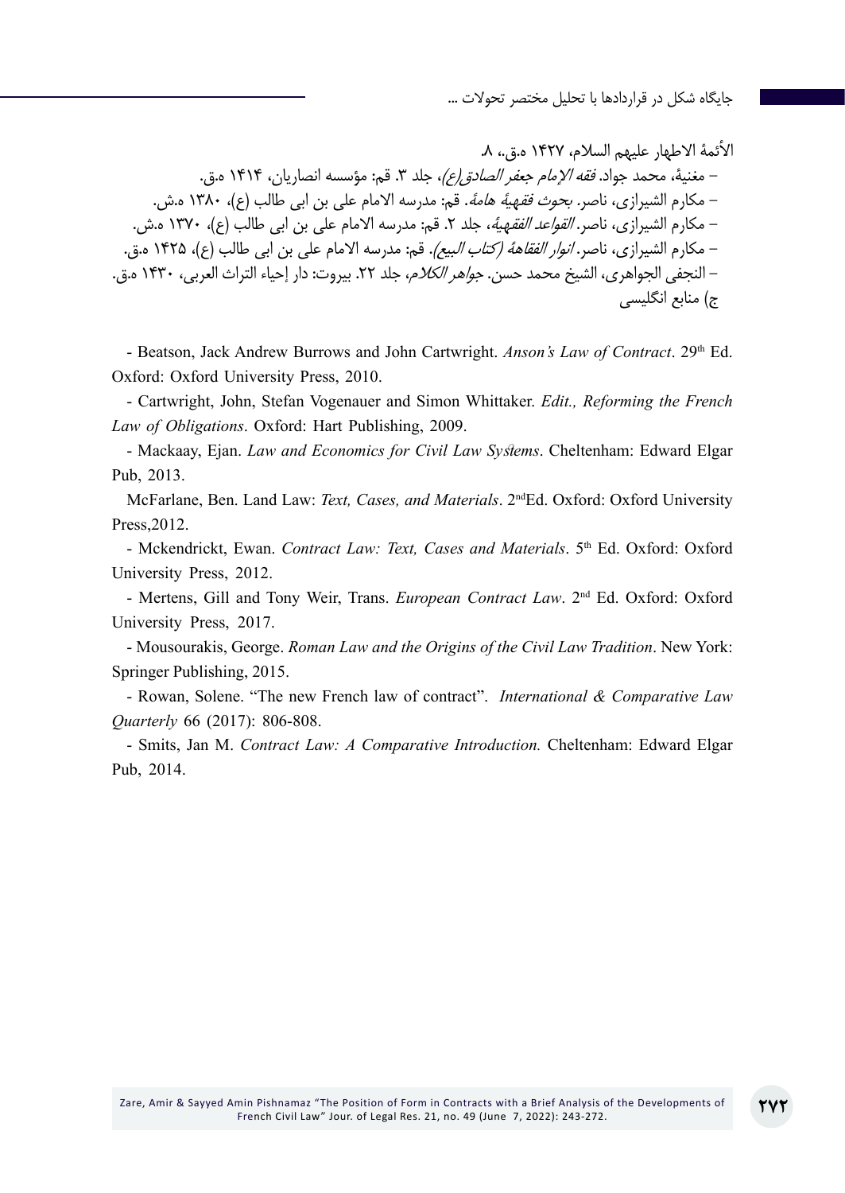الأئمة الاطهار علیهم السلام، ۱۴۲۷ ه.ق.، ۸.

– مغنیة، محمد جواد. *فقه الإمام جعفر الصادق(ع)*، جلد ۳. قم: مؤسسه انصاریان، ۱۴۱۴ ه.ق.

– مکارم الشیرازی، ناصر. *بحوث فقهیة هامة*. قم: مدرسه الامام علی بن ابی طالب (ع)، ۱۳۸۰ ه.ش.

– مکارم الشیرازی، ناصر. *القواعد الفقهیة*، جلد ۲. قم: مدرسه الامام علی بن ابی طالب (ع)، ۱۳۷۰ ه.ش.

– مکارم الشیرازی، ناصر. *انوار الفقاهة (کتاب البیع)*. قم: مدرسه الامام علی بن ابی طالب (ع)، ۱۴۲۵ ه.ق.

– النجفی الجواهری، الشیخ محمد حسن. *جواهر الکلام*، جلد ۲۲. بیروت: دار إحیاء التراث العربی، ۱۴۳۰ ه.ق.

ج) منابع انگلیسی

- Beatson, Jack Andrew Burrows and John Cartwright. *Anson's Law of Contract*. 29th Ed. Oxford: Oxford University Press, 2010.

- Cartwright, John, Stefan Vogenauer and Simon Whittaker. *Edit., Reforming the French Law of Obligations*. Oxford: Hart Publishing, 2009.

- Mackaay, Ejan. *Law and Economics for Civil Law Systems*. Cheltenham: Edward Elgar Pub, 2013.

McFarlane, Ben. Land Law: *Text, Cases, and Materials*. 2ndEd. Oxford: Oxford University Press,2012.

- Mckendrickt, Ewan. *Contract Law: Text, Cases and Materials*. 5th Ed. Oxford: Oxford University Press, 2012.

- Mertens, Gill and Tony Weir, Trans. *European Contract Law*. 2nd Ed. Oxford: Oxford University Press, 2017.

- Mousourakis, George. *Roman Law and the Origins of the Civil Law Tradition*. New York: Springer Publishing, 2015.

- Rowan, Solene. "The new French law of contract". *International & Comparative Law Quarterly* 66 (2017): 806-808.

- Smits, Jan M. *Contract Law: A Comparative Introduction.* Cheltenham: Edward Elgar Pub, 2014.